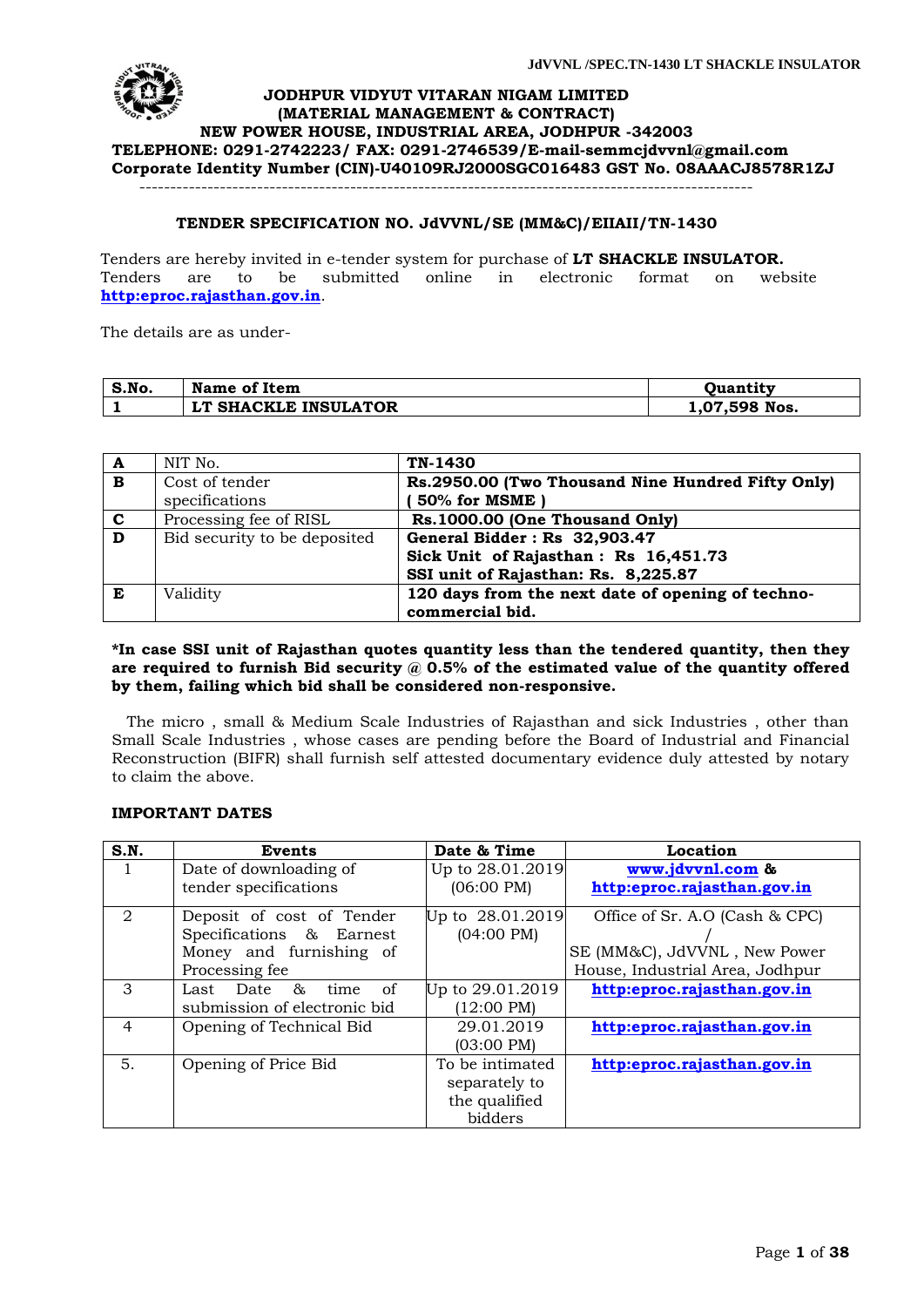# JODHPUR VIDYUT VITARAN NIGAM LIMITED

**(MATERIAL MANAGEMENT & CONTRACT)**
**NEW POWER HOUSE, INDUSTRIAL AREA, JODHPUR -342003**
**TELEPHONE: 0291-2742223/ FAX: 0291-2746539/E-mail-semmcjdvvnl@gmail.com**
**Corporate Identity Number (CIN)-U40109RJ2000SGC016483 GST No. 08AAACJ8578R1ZJ**

---

## TENDER SPECIFICATION NO. JdVVNL/SE (MM&C)/EIIAII/TN-1430

Tenders are hereby invited in e-tender system for purchase of **LT SHACKLE INSULATOR.** Tenders are to be submitted online in electronic format on website **http:eproc.rajasthan.gov.in**.

The details are as under-

| S.No. | Name of Item | Quantity |
|---|---|---|
| 1 | LT SHACKLE INSULATOR | 1,07,598 Nos. |

| | | |
|---|---|---|
| **A** | NIT No. | **TN-1430** |
| **B** | Cost of tender specifications | **Rs.2950.00 (Two Thousand Nine Hundred Fifty Only) ( 50% for MSME )** |
| **C** | Processing fee of RISL | **Rs.1000.00 (One Thousand Only)** |
| **D** | Bid security to be deposited | **General Bidder : Rs 32,903.47**<br>**Sick Unit of Rajasthan : Rs 16,451.73**<br>**SSI unit of Rajasthan: Rs. 8,225.87** |
| **E** | Validity | **120 days from the next date of opening of techno-commercial bid.** |

**\*In case SSI unit of Rajasthan quotes quantity less than the tendered quantity, then they are required to furnish Bid security @ 0.5% of the estimated value of the quantity offered by them, failing which bid shall be considered non-responsive.**

The micro , small & Medium Scale Industries of Rajasthan and sick Industries , other than Small Scale Industries , whose cases are pending before the Board of Industrial and Financial Reconstruction (BIFR) shall furnish self attested documentary evidence duly attested by notary to claim the above.

### IMPORTANT DATES

| S.N. | Events | Date & Time | Location |
|---|---|---|---|
| 1 | Date of downloading of tender specifications | Up to 28.01.2019 (06:00 PM) | **www.jdvvnl.com & http:eproc.rajasthan.gov.in** |
| 2 | Deposit of cost of Tender Specifications & Earnest Money and furnishing of Processing fee | Up to 28.01.2019 (04:00 PM) | Office of Sr. A.O (Cash & CPC) / SE (MM&C), JdVVNL , New Power House, Industrial Area, Jodhpur |
| 3 | Last Date & time of submission of electronic bid | Up to 29.01.2019 (12:00 PM) | **http:eproc.rajasthan.gov.in** |
| 4 | Opening of Technical Bid | 29.01.2019 (03:00 PM) | **http:eproc.rajasthan.gov.in** |
| 5. | Opening of Price Bid | To be intimated separately to the qualified bidders | **http:eproc.rajasthan.gov.in** |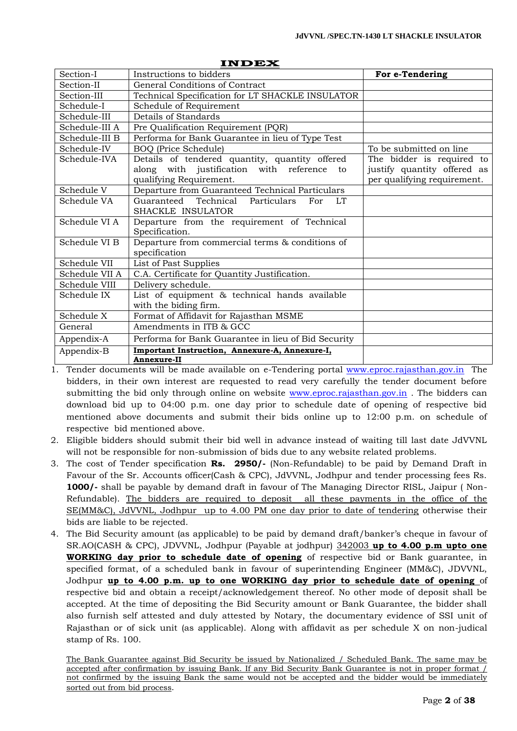# INDEX

| Section-I | Instructions to bidders | **For e-Tendering** |
|---|---|---|
| Section-II | General Conditions of Contract | |
| Section-III | Technical Specification for LT SHACKLE INSULATOR | |
| Schedule-I | Schedule of Requirement | |
| Schedule-III | Details of Standards | |
| Schedule-III A | Pre Qualification Requirement (PQR) | |
| Schedule-III B | Performa for Bank Guarantee in lieu of Type Test | |
| Schedule-IV | BOQ (Price Schedule) | To be submitted on line |
| Schedule-IVA | Details of tendered quantity, quantity offered along with justification with reference to qualifying Requirement. | The bidder is required to justify quantity offered as per qualifying requirement. |
| Schedule V | Departure from Guaranteed Technical Particulars | |
| Schedule VA | Guaranteed Technical Particulars For LT SHACKLE INSULATOR | |
| Schedule VI A | Departure from the requirement of Technical Specification. | |
| Schedule VI B | Departure from commercial terms & conditions of specification | |
| Schedule VII | List of Past Supplies | |
| Schedule VII A | C.A. Certificate for Quantity Justification. | |
| Schedule VIII | Delivery schedule. | |
| Schedule IX | List of equipment & technical hands available with the biding firm. | |
| Schedule X | Format of Affidavit for Rajasthan MSME | |
| General | Amendments in ITB & GCC | |
| Appendix-A | Performa for Bank Guarantee in lieu of Bid Security | |
| Appendix-B | **Important Instruction, Annexure-A, Annexure-I, Annexure-II** | |

1. Tender documents will be made available on e-Tendering portal www.eproc.rajasthan.gov.in The bidders, in their own interest are requested to read very carefully the tender document before submitting the bid only through online on website www.eproc.rajasthan.gov.in . The bidders can download bid up to 04:00 p.m. one day prior to schedule date of opening of respective bid mentioned above documents and submit their bids online up to 12:00 p.m. on schedule of respective bid mentioned above.
2. Eligible bidders should submit their bid well in advance instead of waiting till last date JdVVNL will not be responsible for non-submission of bids due to any website related problems.
3. The cost of Tender specification **Rs. 2950/-** (Non-Refundable) to be paid by Demand Draft in Favour of the Sr. Accounts officer(Cash & CPC), JdVVNL, Jodhpur and tender processing fees Rs. **1000/-** shall be payable by demand draft in favour of The Managing Director RISL, Jaipur ( Non-Refundable). <u>The bidders are required to deposit all these payments in the office of the SE(MM&C), JdVVNL, Jodhpur up to 4.00 PM one day prior to date of tendering</u> otherwise their bids are liable to be rejected.
4. The Bid Security amount (as applicable) to be paid by demand draft/banker's cheque in favour of SR.AO(CASH & CPC), JDVVNL, Jodhpur (Payable at jodhpur) <u>342003</u> **<u>up to 4.00 p.m upto one WORKING day prior to schedule date of opening</u>** of respective bid or Bank guarantee, in specified format, of a scheduled bank in favour of superintending Engineer (MM&C), JDVVNL, Jodhpur **<u>up to 4.00 p.m. up to one WORKING day prior to schedule date of opening</u>** of respective bid and obtain a receipt/acknowledgement thereof. No other mode of deposit shall be accepted. At the time of depositing the Bid Security amount or Bank Guarantee, the bidder shall also furnish self attested and duly attested by Notary, the documentary evidence of SSI unit of Rajasthan or of sick unit (as applicable). Along with affidavit as per schedule X on non-judical stamp of Rs. 100.

   <u>The Bank Guarantee against Bid Security be issued by Nationalized / Scheduled Bank. The same may be accepted after confirmation by issuing Bank. If any Bid Security Bank Guarantee is not in proper format / not confirmed by the issuing Bank the same would not be accepted and the bidder would be immediately sorted out from bid process</u>.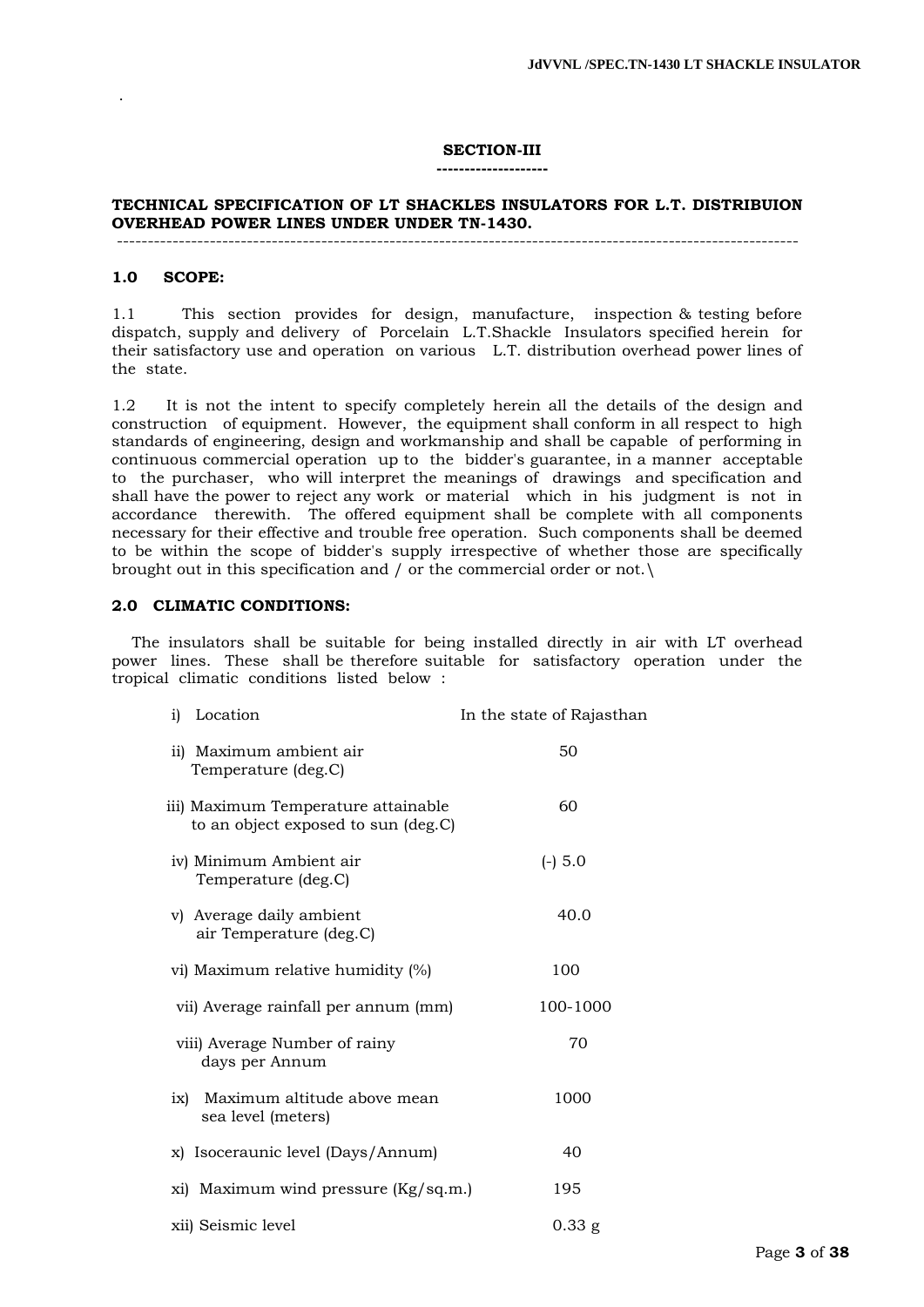## SECTION-III

---

### TECHNICAL SPECIFICATION OF LT SHACKLES INSULATORS FOR L.T. DISTRIBUION OVERHEAD POWER LINES UNDER UNDER TN-1430.

---

### 1.0 SCOPE:

1.1 This section provides for design, manufacture, inspection & testing before dispatch, supply and delivery of Porcelain L.T.Shackle Insulators specified herein for their satisfactory use and operation on various L.T. distribution overhead power lines of the state.

1.2 It is not the intent to specify completely herein all the details of the design and construction of equipment. However, the equipment shall conform in all respect to high standards of engineering, design and workmanship and shall be capable of performing in continuous commercial operation up to the bidder's guarantee, in a manner acceptable to the purchaser, who will interpret the meanings of drawings and specification and shall have the power to reject any work or material which in his judgment is not in accordance therewith. The offered equipment shall be complete with all components necessary for their effective and trouble free operation. Such components shall be deemed to be within the scope of bidder's supply irrespective of whether those are specifically brought out in this specification and / or the commercial order or not.\

### 2.0 CLIMATIC CONDITIONS:

The insulators shall be suitable for being installed directly in air with LT overhead power lines. These shall be therefore suitable for satisfactory operation under the tropical climatic conditions listed below :

| | |
|---|---|
| i) Location | In the state of Rajasthan |
| ii) Maximum ambient air Temperature (deg.C) | 50 |
| iii) Maximum Temperature attainable to an object exposed to sun (deg.C) | 60 |
| iv) Minimum Ambient air Temperature (deg.C) | (-) 5.0 |
| v) Average daily ambient air Temperature (deg.C) | 40.0 |
| vi) Maximum relative humidity (%) | 100 |
| vii) Average rainfall per annum (mm) | 100-1000 |
| viii) Average Number of rainy days per Annum | 70 |
| ix) Maximum altitude above mean sea level (meters) | 1000 |
| x) Isoceraunic level (Days/Annum) | 40 |
| xi) Maximum wind pressure (Kg/sq.m.) | 195 |
| xii) Seismic level | 0.33 g |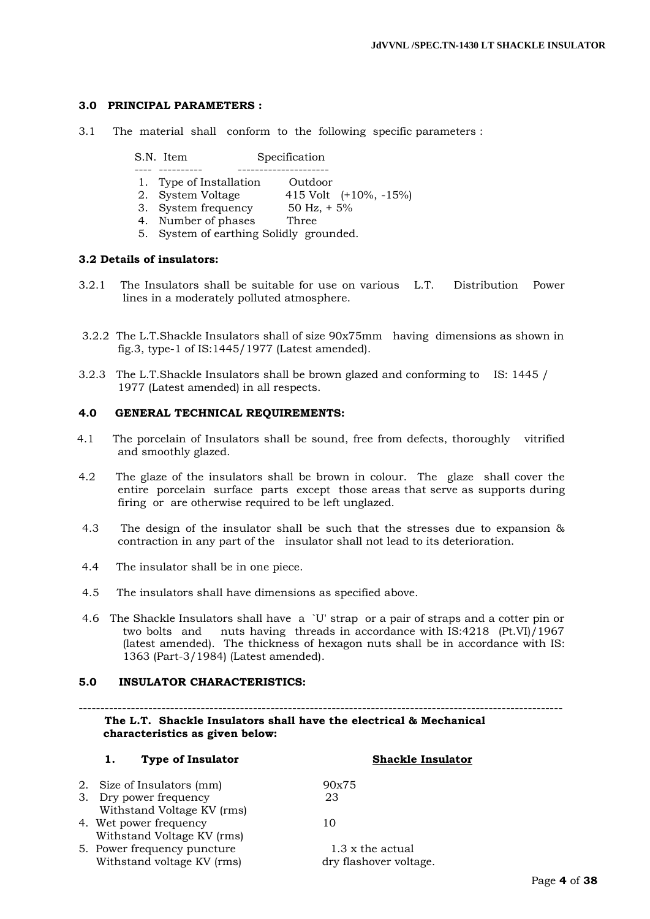### 3.0 PRINCIPAL PARAMETERS :

3.1 The material shall conform to the following specific parameters :

| S.N. | Item | Specification |
|---|---|---|
| 1. | Type of Installation | Outdoor |
| 2. | System Voltage | 415 Volt (+10%, -15%) |
| 3. | System frequency | 50 Hz, + 5% |
| 4. | Number of phases | Three |
| 5. | System of earthing | Solidly grounded. |

### 3.2 Details of insulators:

3.2.1 The Insulators shall be suitable for use on various L.T. Distribution Power lines in a moderately polluted atmosphere.

3.2.2 The L.T.Shackle Insulators shall of size 90x75mm having dimensions as shown in fig.3, type-1 of IS:1445/1977 (Latest amended).

3.2.3 The L.T.Shackle Insulators shall be brown glazed and conforming to IS: 1445 / 1977 (Latest amended) in all respects.

### 4.0 GENERAL TECHNICAL REQUIREMENTS:

4.1 The porcelain of Insulators shall be sound, free from defects, thoroughly vitrified and smoothly glazed.

4.2 The glaze of the insulators shall be brown in colour. The glaze shall cover the entire porcelain surface parts except those areas that serve as supports during firing or are otherwise required to be left unglazed.

4.3 The design of the insulator shall be such that the stresses due to expansion & contraction in any part of the insulator shall not lead to its deterioration.

4.4 The insulator shall be in one piece.

4.5 The insulators shall have dimensions as specified above.

4.6 The Shackle Insulators shall have a `U' strap or a pair of straps and a cotter pin or two bolts and nuts having threads in accordance with IS:4218 (Pt.VI)/1967 (latest amended). The thickness of hexagon nuts shall be in accordance with IS: 1363 (Part-3/1984) (Latest amended).

### 5.0 INSULATOR CHARACTERISTICS:

**The L.T. Shackle Insulators shall have the electrical & Mechanical characteristics as given below:**

| | | |
|---|---|---|
| **1.** | **Type of Insulator** | **Shackle Insulator** |
| 2. | Size of Insulators (mm) | 90x75 |
| 3. | Dry power frequency Withstand Voltage KV (rms) | 23 |
| 4. | Wet power frequency Withstand Voltage KV (rms) | 10 |
| 5. | Power frequency puncture Withstand voltage KV (rms) | 1.3 x the actual dry flashover voltage. |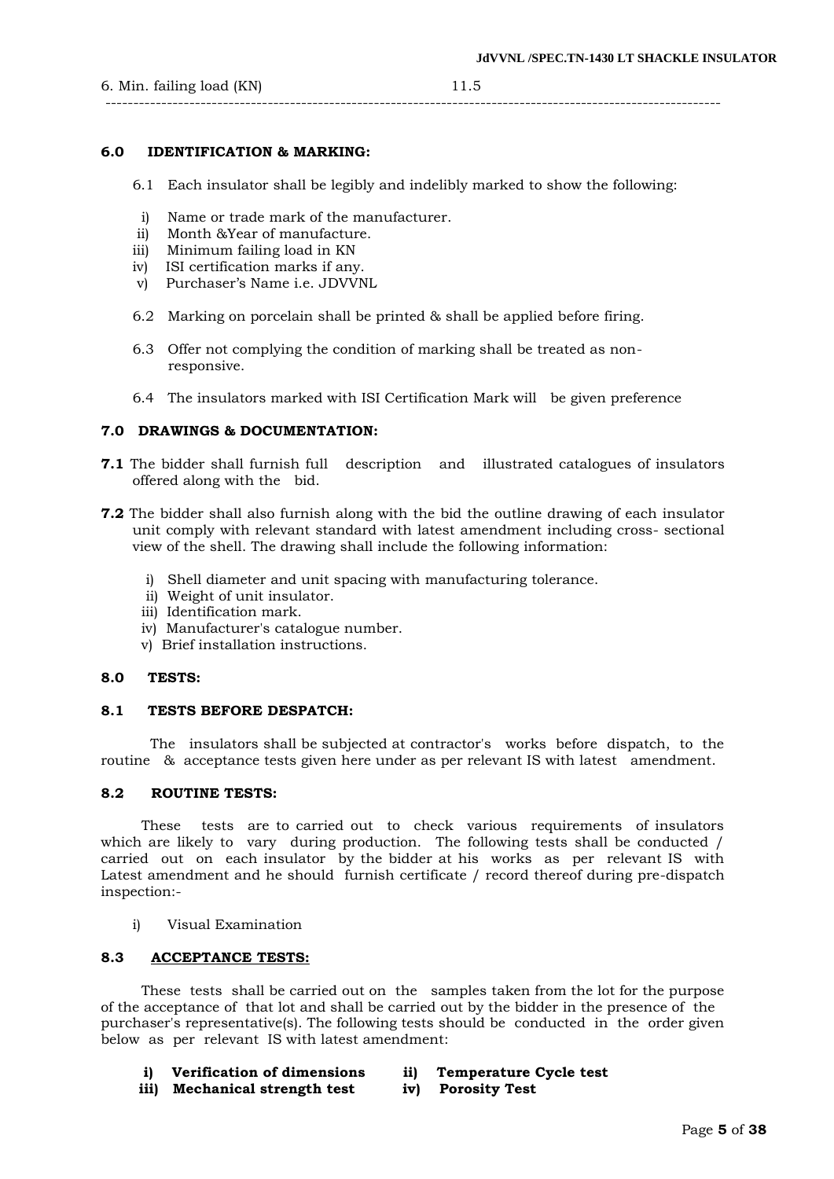6. Min. failing load (KN) 11.5

---

## 6.0 IDENTIFICATION & MARKING:

6.1 Each insulator shall be legibly and indelibly marked to show the following:

i) Name or trade mark of the manufacturer.
ii) Month &Year of manufacture.
iii) Minimum failing load in KN
iv) ISI certification marks if any.
v) Purchaser's Name i.e. JDVVNL

6.2 Marking on porcelain shall be printed & shall be applied before firing.

6.3 Offer not complying the condition of marking shall be treated as non-responsive.

6.4 The insulators marked with ISI Certification Mark will be given preference

## 7.0 DRAWINGS & DOCUMENTATION:

**7.1** The bidder shall furnish full description and illustrated catalogues of insulators offered along with the bid.

**7.2** The bidder shall also furnish along with the bid the outline drawing of each insulator unit comply with relevant standard with latest amendment including cross- sectional view of the shell. The drawing shall include the following information:

i) Shell diameter and unit spacing with manufacturing tolerance.
ii) Weight of unit insulator.
iii) Identification mark.
iv) Manufacturer's catalogue number.
v) Brief installation instructions.

## 8.0 TESTS:

### 8.1 TESTS BEFORE DESPATCH:

The insulators shall be subjected at contractor's works before dispatch, to the routine & acceptance tests given here under as per relevant IS with latest amendment.

### 8.2 ROUTINE TESTS:

These tests are to carried out to check various requirements of insulators which are likely to vary during production. The following tests shall be conducted / carried out on each insulator by the bidder at his works as per relevant IS with Latest amendment and he should furnish certificate / record thereof during pre-dispatch inspection:-

i) Visual Examination

### 8.3 <u>ACCEPTANCE TESTS:</u>

These tests shall be carried out on the samples taken from the lot for the purpose of the acceptance of that lot and shall be carried out by the bidder in the presence of the purchaser's representative(s). The following tests should be conducted in the order given below as per relevant IS with latest amendment:

**i) Verification of dimensions**
**ii) Temperature Cycle test**
**iii) Mechanical strength test**
**iv) Porosity Test**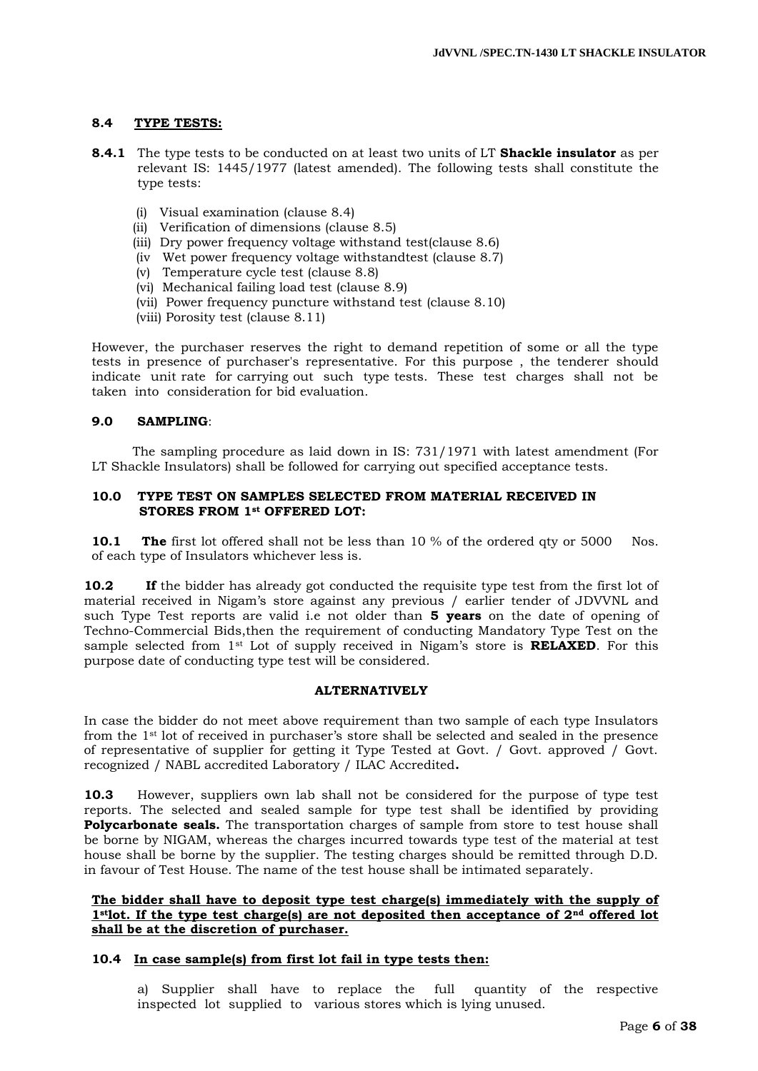### 8.4 TYPE TESTS:

**8.4.1** The type tests to be conducted on at least two units of LT **Shackle insulator** as per relevant IS: 1445/1977 (latest amended). The following tests shall constitute the type tests:

(i) Visual examination (clause 8.4)
(ii) Verification of dimensions (clause 8.5)
(iii) Dry power frequency voltage withstand test(clause 8.6)
(iv Wet power frequency voltage withstandtest (clause 8.7)
(v) Temperature cycle test (clause 8.8)
(vi) Mechanical failing load test (clause 8.9)
(vii) Power frequency puncture withstand test (clause 8.10)
(viii) Porosity test (clause 8.11)

However, the purchaser reserves the right to demand repetition of some or all the type tests in presence of purchaser's representative. For this purpose , the tenderer should indicate unit rate for carrying out such type tests. These test charges shall not be taken into consideration for bid evaluation.

### 9.0 SAMPLING:

The sampling procedure as laid down in IS: 731/1971 with latest amendment (For LT Shackle Insulators) shall be followed for carrying out specified acceptance tests.

### 10.0 TYPE TEST ON SAMPLES SELECTED FROM MATERIAL RECEIVED IN STORES FROM 1st OFFERED LOT:

**10.1** **The** first lot offered shall not be less than 10 % of the ordered qty or 5000 Nos. of each type of Insulators whichever less is.

**10.2** **If** the bidder has already got conducted the requisite type test from the first lot of material received in Nigam's store against any previous / earlier tender of JDVVNL and such Type Test reports are valid i.e not older than **5 years** on the date of opening of Techno-Commercial Bids,then the requirement of conducting Mandatory Type Test on the sample selected from 1st Lot of supply received in Nigam's store is **RELAXED**. For this purpose date of conducting type test will be considered.

**ALTERNATIVELY**

In case the bidder do not meet above requirement than two sample of each type Insulators from the 1st lot of received in purchaser's store shall be selected and sealed in the presence of representative of supplier for getting it Type Tested at Govt. / Govt. approved / Govt. recognized / NABL accredited Laboratory / ILAC Accredited**.**

**10.3** However, suppliers own lab shall not be considered for the purpose of type test reports. The selected and sealed sample for type test shall be identified by providing **Polycarbonate seals.** The transportation charges of sample from store to test house shall be borne by NIGAM, whereas the charges incurred towards type test of the material at test house shall be borne by the supplier. The testing charges should be remitted through D.D. in favour of Test House. The name of the test house shall be intimated separately.

**The bidder shall have to deposit type test charge(s) immediately with the supply of 1stlot. If the type test charge(s) are not deposited then acceptance of 2nd offered lot shall be at the discretion of purchaser.**

**10.4 In case sample(s) from first lot fail in type tests then:**

a) Supplier shall have to replace the full quantity of the respective inspected lot supplied to various stores which is lying unused.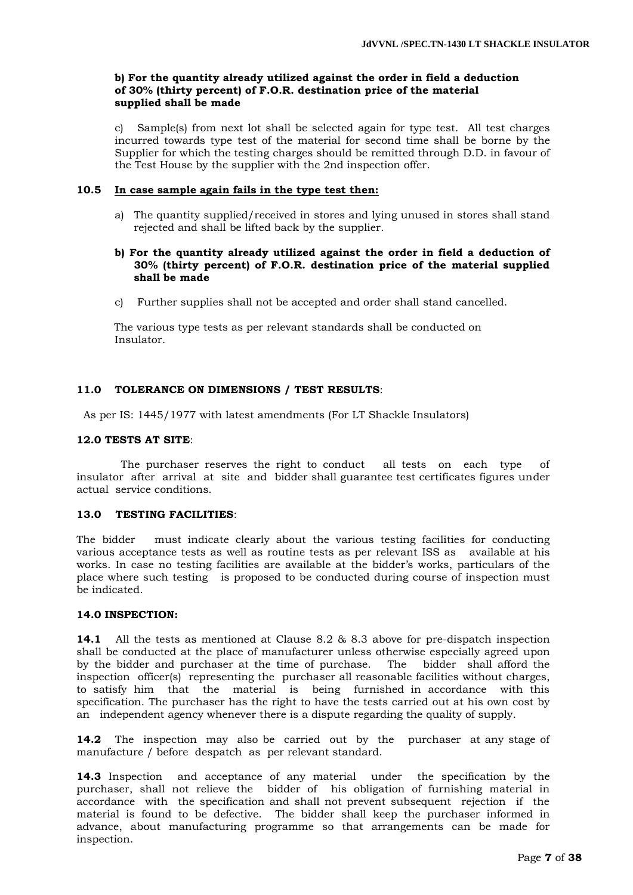**b) For the quantity already utilized against the order in field a deduction of 30% (thirty percent) of F.O.R. destination price of the material supplied shall be made**

c) Sample(s) from next lot shall be selected again for type test. All test charges incurred towards type test of the material for second time shall be borne by the Supplier for which the testing charges should be remitted through D.D. in favour of the Test House by the supplier with the 2nd inspection offer.

**10.5 <u>In case sample again fails in the type test then:</u>**

a) The quantity supplied/received in stores and lying unused in stores shall stand rejected and shall be lifted back by the supplier.

**b) For the quantity already utilized against the order in field a deduction of 30% (thirty percent) of F.O.R. destination price of the material supplied shall be made**

c) Further supplies shall not be accepted and order shall stand cancelled.

The various type tests as per relevant standards shall be conducted on Insulator.

## 11.0 TOLERANCE ON DIMENSIONS / TEST RESULTS:

As per IS: 1445/1977 with latest amendments (For LT Shackle Insulators)

## 12.0 TESTS AT SITE:

The purchaser reserves the right to conduct all tests on each type of insulator after arrival at site and bidder shall guarantee test certificates figures under actual service conditions.

## 13.0 TESTING FACILITIES:

The bidder must indicate clearly about the various testing facilities for conducting various acceptance tests as well as routine tests as per relevant ISS as available at his works. In case no testing facilities are available at the bidder's works, particulars of the place where such testing is proposed to be conducted during course of inspection must be indicated.

## 14.0 INSPECTION:

**14.1** All the tests as mentioned at Clause 8.2 & 8.3 above for pre-dispatch inspection shall be conducted at the place of manufacturer unless otherwise especially agreed upon by the bidder and purchaser at the time of purchase. The bidder shall afford the inspection officer(s) representing the purchaser all reasonable facilities without charges, to satisfy him that the material is being furnished in accordance with this specification. The purchaser has the right to have the tests carried out at his own cost by an independent agency whenever there is a dispute regarding the quality of supply.

**14.2** The inspection may also be carried out by the purchaser at any stage of manufacture / before despatch as per relevant standard.

**14.3** Inspection and acceptance of any material under the specification by the purchaser, shall not relieve the bidder of his obligation of furnishing material in accordance with the specification and shall not prevent subsequent rejection if the material is found to be defective. The bidder shall keep the purchaser informed in advance, about manufacturing programme so that arrangements can be made for inspection.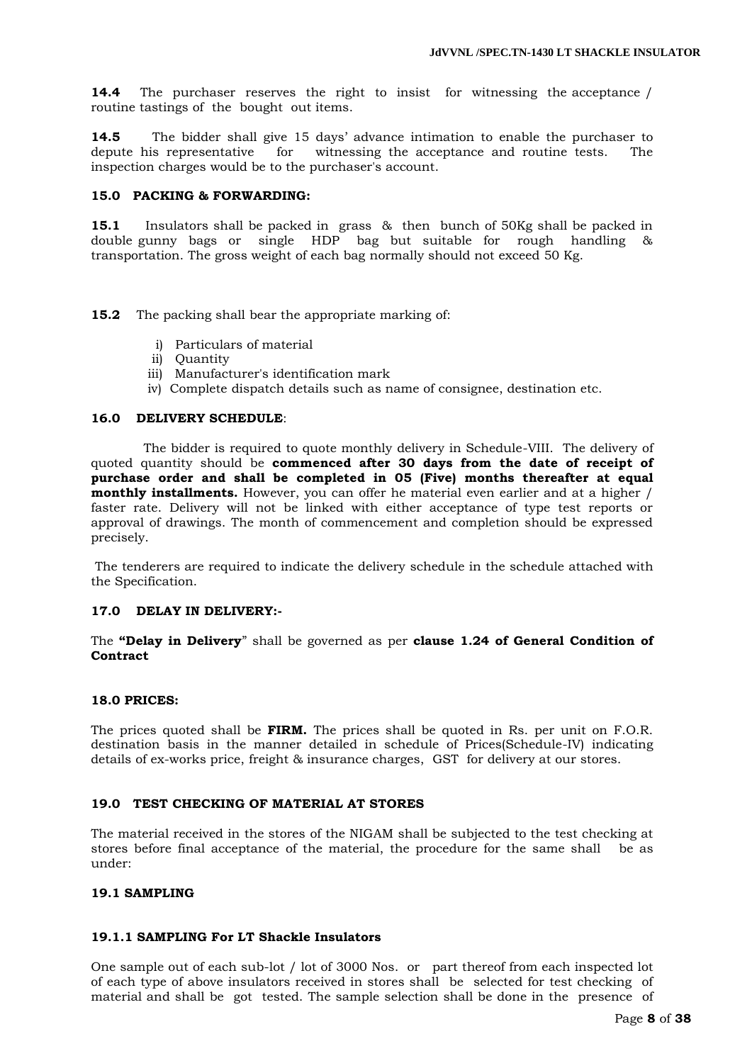**14.4** The purchaser reserves the right to insist for witnessing the acceptance / routine tastings of the bought out items.

**14.5** The bidder shall give 15 days' advance intimation to enable the purchaser to depute his representative for witnessing the acceptance and routine tests. The inspection charges would be to the purchaser's account.

**15.0 PACKING & FORWARDING:**

**15.1** Insulators shall be packed in grass & then bunch of 50Kg shall be packed in double gunny bags or single HDP bag but suitable for rough handling & transportation. The gross weight of each bag normally should not exceed 50 Kg.

**15.2** The packing shall bear the appropriate marking of:

i) Particulars of material
ii) Quantity
iii) Manufacturer's identification mark
iv) Complete dispatch details such as name of consignee, destination etc.

**16.0 DELIVERY SCHEDULE**:

The bidder is required to quote monthly delivery in Schedule-VIII. The delivery of quoted quantity should be **commenced after 30 days from the date of receipt of purchase order and shall be completed in 05 (Five) months thereafter at equal monthly installments.** However, you can offer he material even earlier and at a higher / faster rate. Delivery will not be linked with either acceptance of type test reports or approval of drawings. The month of commencement and completion should be expressed precisely.

The tenderers are required to indicate the delivery schedule in the schedule attached with the Specification.

**17.0 DELAY IN DELIVERY:-**

The **"Delay in Delivery**" shall be governed as per **clause 1.24 of General Condition of Contract**

**18.0 PRICES:**

The prices quoted shall be **FIRM.** The prices shall be quoted in Rs. per unit on F.O.R. destination basis in the manner detailed in schedule of Prices(Schedule-IV) indicating details of ex-works price, freight & insurance charges, GST for delivery at our stores.

**19.0 TEST CHECKING OF MATERIAL AT STORES**

The material received in the stores of the NIGAM shall be subjected to the test checking at stores before final acceptance of the material, the procedure for the same shall be as under:

**19.1 SAMPLING**

**19.1.1 SAMPLING For LT Shackle Insulators**

One sample out of each sub-lot / lot of 3000 Nos. or part thereof from each inspected lot of each type of above insulators received in stores shall be selected for test checking of material and shall be got tested. The sample selection shall be done in the presence of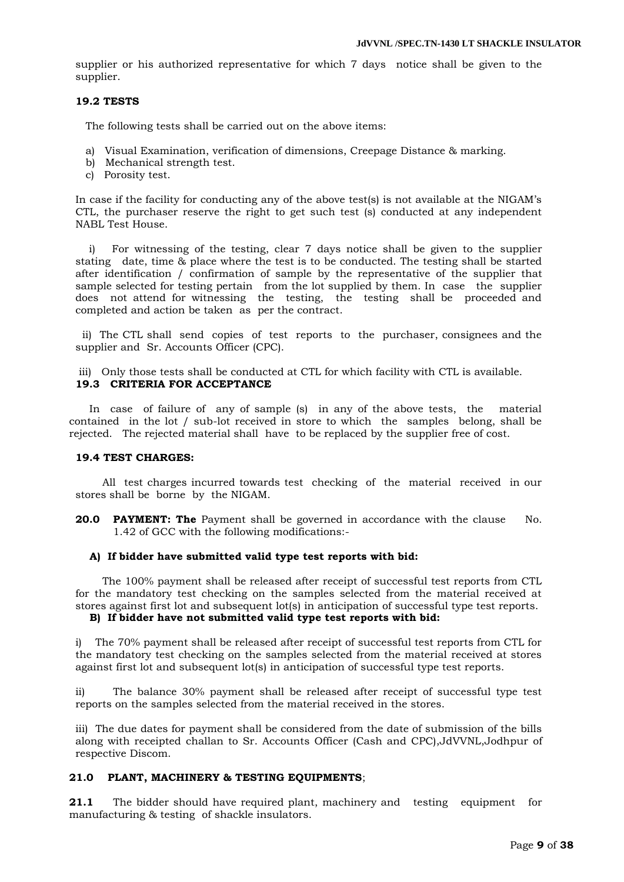supplier or his authorized representative for which 7 days notice shall be given to the supplier.

**19.2 TESTS**

The following tests shall be carried out on the above items:

a) Visual Examination, verification of dimensions, Creepage Distance & marking.
b) Mechanical strength test.
c) Porosity test.

In case if the facility for conducting any of the above test(s) is not available at the NIGAM's CTL, the purchaser reserve the right to get such test (s) conducted at any independent NABL Test House.

i) For witnessing of the testing, clear 7 days notice shall be given to the supplier stating date, time & place where the test is to be conducted. The testing shall be started after identification / confirmation of sample by the representative of the supplier that sample selected for testing pertain from the lot supplied by them. In case the supplier does not attend for witnessing the testing, the testing shall be proceeded and completed and action be taken as per the contract.

ii) The CTL shall send copies of test reports to the purchaser, consignees and the supplier and Sr. Accounts Officer (CPC).

iii) Only those tests shall be conducted at CTL for which facility with CTL is available.

**19.3 CRITERIA FOR ACCEPTANCE**

In case of failure of any of sample (s) in any of the above tests, the material contained in the lot / sub-lot received in store to which the samples belong, shall be rejected. The rejected material shall have to be replaced by the supplier free of cost.

**19.4 TEST CHARGES:**

All test charges incurred towards test checking of the material received in our stores shall be borne by the NIGAM.

**20.0 PAYMENT: The** Payment shall be governed in accordance with the clause No. 1.42 of GCC with the following modifications:-

**A) If bidder have submitted valid type test reports with bid:**

The 100% payment shall be released after receipt of successful test reports from CTL for the mandatory test checking on the samples selected from the material received at stores against first lot and subsequent lot(s) in anticipation of successful type test reports.

**B) If bidder have not submitted valid type test reports with bid:**

i) The 70% payment shall be released after receipt of successful test reports from CTL for the mandatory test checking on the samples selected from the material received at stores against first lot and subsequent lot(s) in anticipation of successful type test reports.

ii) The balance 30% payment shall be released after receipt of successful type test reports on the samples selected from the material received in the stores.

iii) The due dates for payment shall be considered from the date of submission of the bills along with receipted challan to Sr. Accounts Officer (Cash and CPC),JdVVNL,Jodhpur of respective Discom.

**21.0 PLANT, MACHINERY & TESTING EQUIPMENTS**;

**21.1** The bidder should have required plant, machinery and testing equipment for manufacturing & testing of shackle insulators.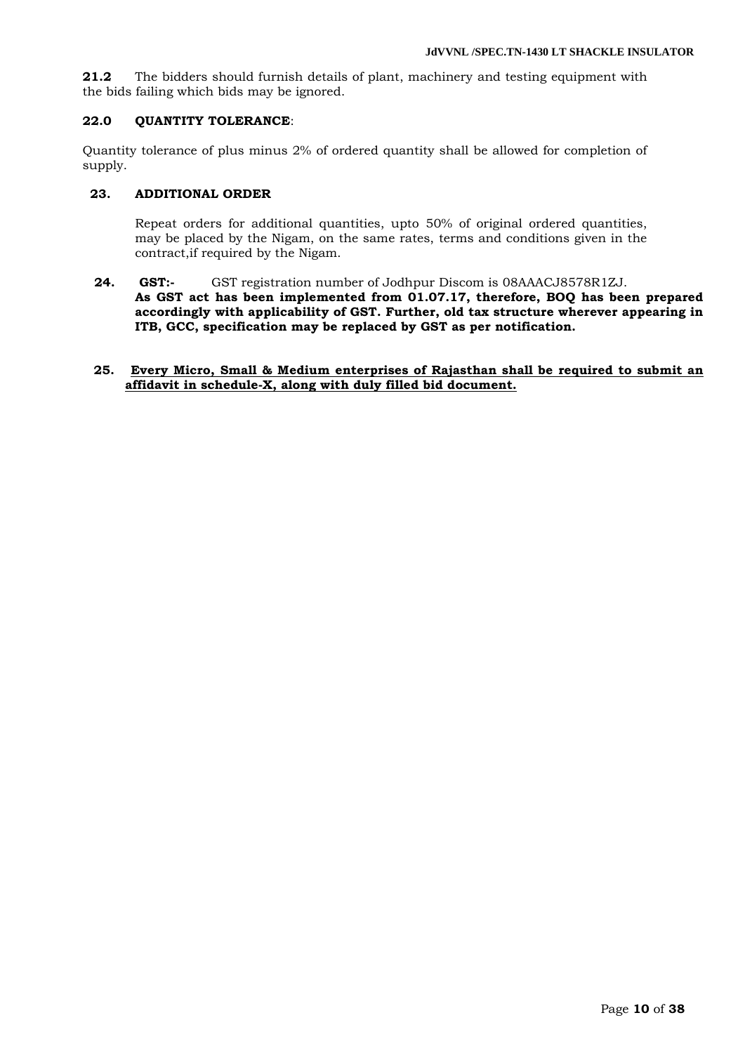**21.2** The bidders should furnish details of plant, machinery and testing equipment with the bids failing which bids may be ignored.

**22.0 QUANTITY TOLERANCE**:

Quantity tolerance of plus minus 2% of ordered quantity shall be allowed for completion of supply.

**23. ADDITIONAL ORDER**

Repeat orders for additional quantities, upto 50% of original ordered quantities, may be placed by the Nigam, on the same rates, terms and conditions given in the contract,if required by the Nigam.

**24. GST:-** GST registration number of Jodhpur Discom is 08AAACJ8578R1ZJ.
**As GST act has been implemented from 01.07.17, therefore, BOQ has been prepared accordingly with applicability of GST. Further, old tax structure wherever appearing in ITB, GCC, specification may be replaced by GST as per notification.**

**25. <u>Every Micro, Small & Medium enterprises of Rajasthan shall be required to submit an affidavit in schedule-X, along with duly filled bid document.</u>**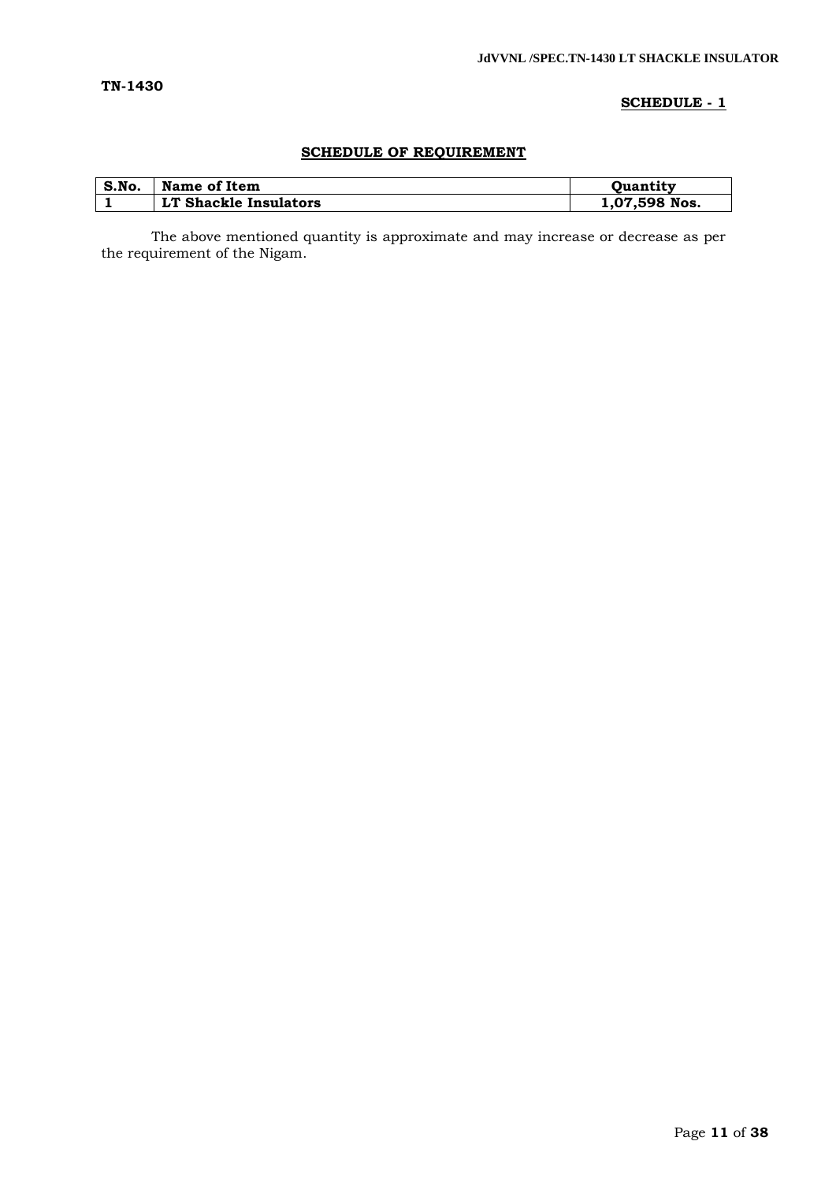**TN-1430**

**SCHEDULE - 1**

## SCHEDULE OF REQUIREMENT

| S.No. | Name of Item | Quantity |
| --- | --- | --- |
| 1 | LT Shackle Insulators | 1,07,598 Nos. |

The above mentioned quantity is approximate and may increase or decrease as per the requirement of the Nigam.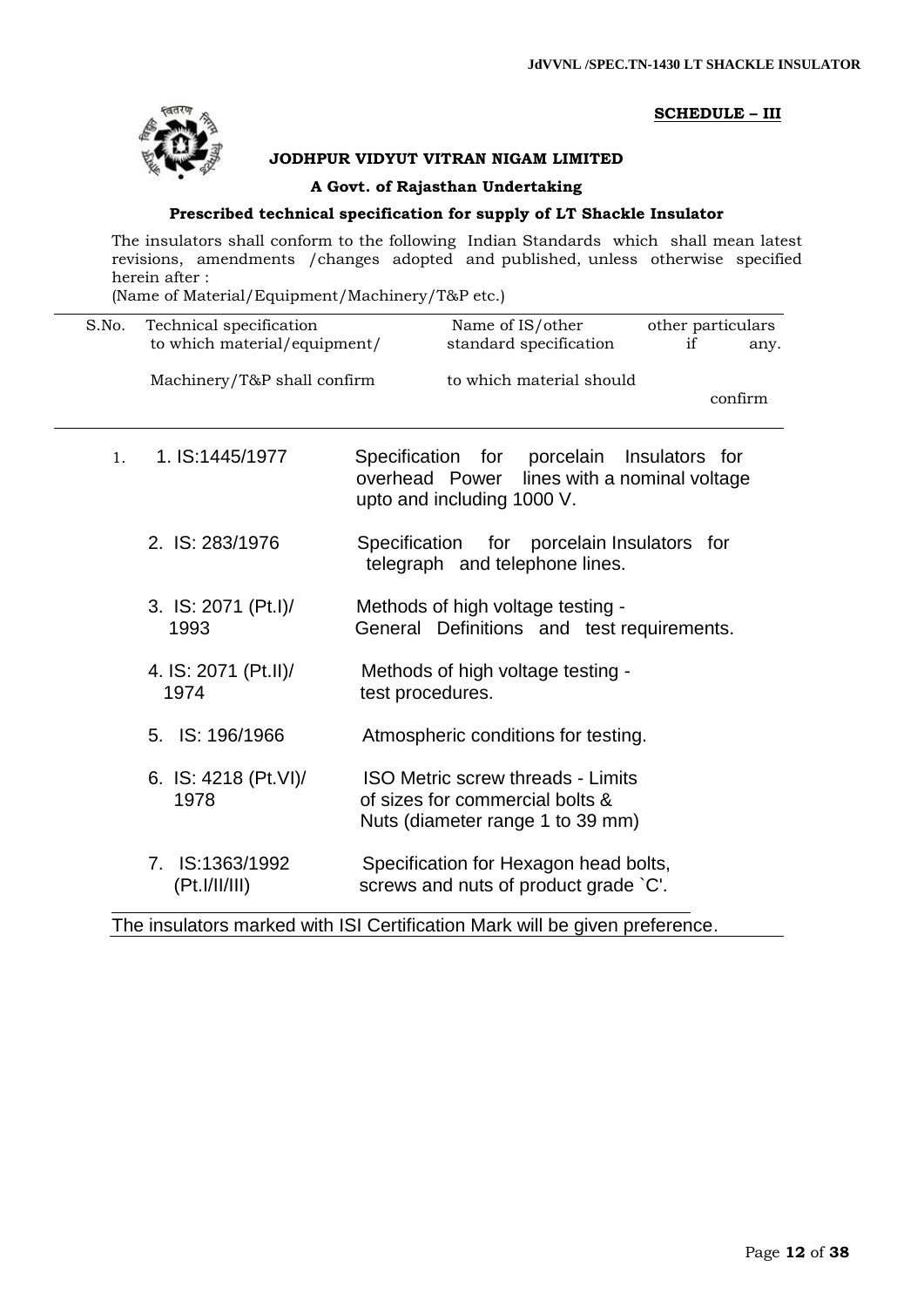**SCHEDULE – III**

**JODHPUR VIDYUT VITRAN NIGAM LIMITED**

**A Govt. of Rajasthan Undertaking**

**Prescribed technical specification for supply of LT Shackle Insulator**

The insulators shall conform to the following Indian Standards which shall mean latest revisions, amendments /changes adopted and published, unless otherwise specified herein after :

(Name of Material/Equipment/Machinery/T&P etc.)

| S.No. | Technical specification to which material/equipment/ Machinery/T&P shall confirm | Name of IS/other standard specification to which material should confirm | other particulars if any. |
|---|---|---|---|
| 1. | 1. IS:1445/1977 | Specification for porcelain Insulators for overhead Power lines with a nominal voltage upto and including 1000 V. | |
| | 2. IS: 283/1976 | Specification for porcelain Insulators for telegraph and telephone lines. | |
| | 3. IS: 2071 (Pt.I)/ 1993 | Methods of high voltage testing - General Definitions and test requirements. | |
| | 4. IS: 2071 (Pt.II)/ 1974 | Methods of high voltage testing - test procedures. | |
| | 5. IS: 196/1966 | Atmospheric conditions for testing. | |
| | 6. IS: 4218 (Pt.VI)/ 1978 | ISO Metric screw threads - Limits of sizes for commercial bolts & Nuts (diameter range 1 to 39 mm) | |
| | 7. IS:1363/1992 (Pt.I/II/III) | Specification for Hexagon head bolts, screws and nuts of product grade `C'. | |

The insulators marked with ISI Certification Mark will be given preference.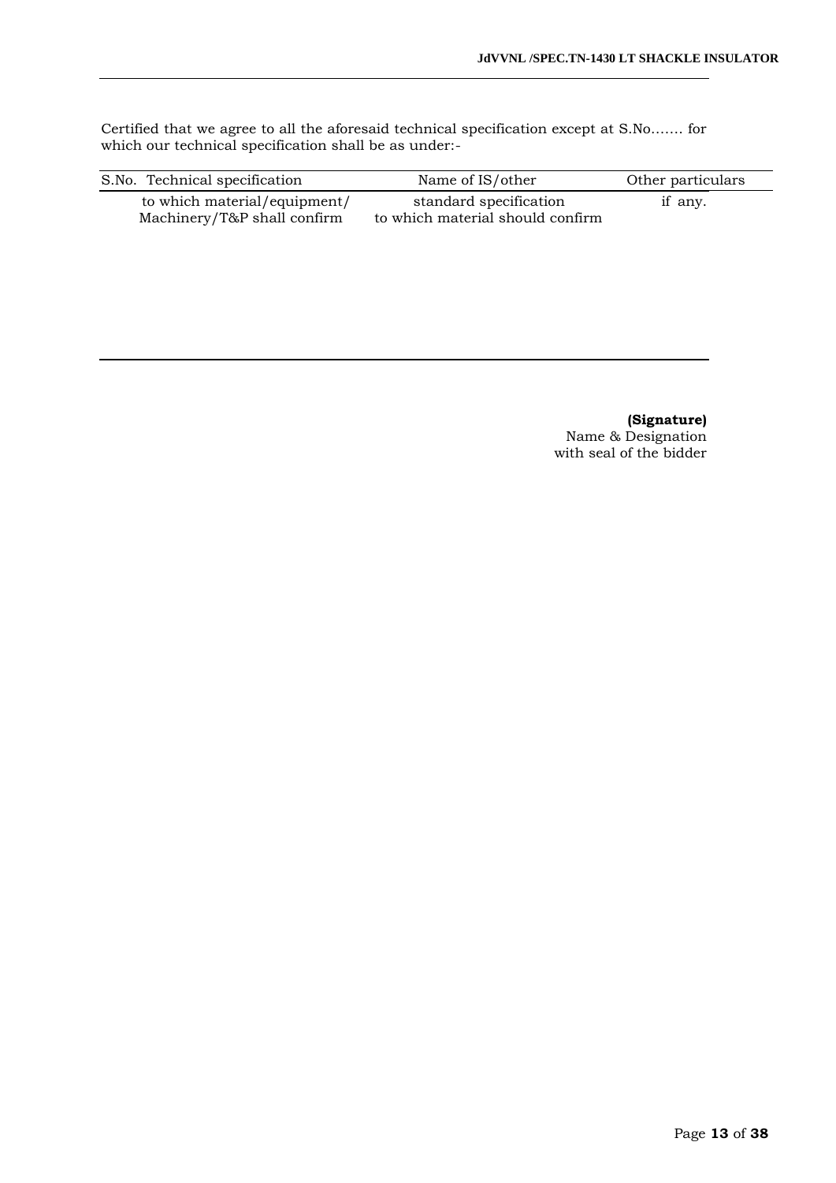Certified that we agree to all the aforesaid technical specification except at S.No……. for which our technical specification shall be as under:-

| S.No. | Technical specification to which material/equipment/ Machinery/T&P shall confirm | Name of IS/other standard specification to which material should confirm | Other particulars if any. |
|---|---|---|---|
| | | | |

**(Signature)**
Name & Designation
with seal of the bidder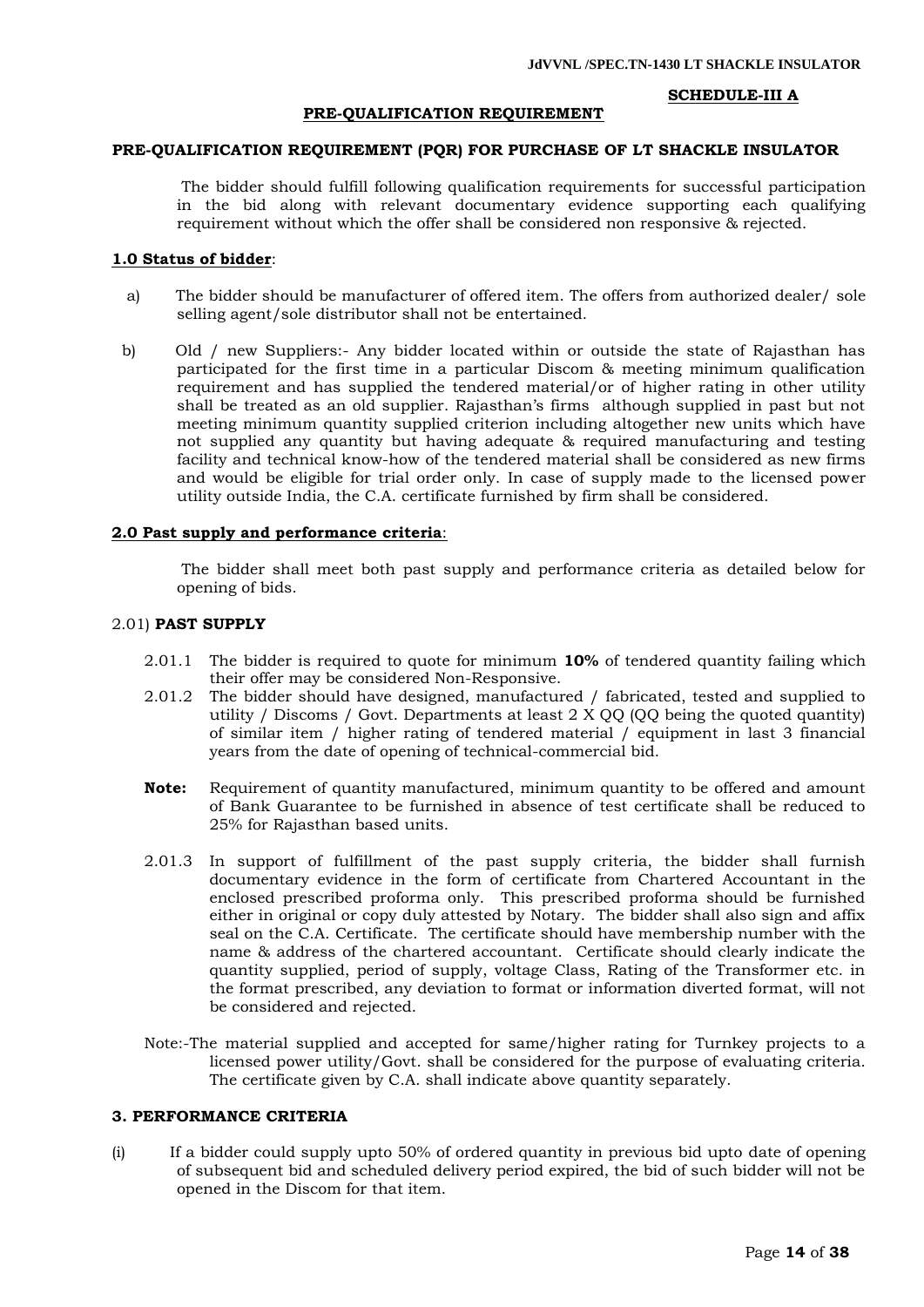**SCHEDULE-III A**

**PRE-QUALIFICATION REQUIREMENT**

**PRE-QUALIFICATION REQUIREMENT (PQR) FOR PURCHASE OF LT SHACKLE INSULATOR**

The bidder should fulfill following qualification requirements for successful participation in the bid along with relevant documentary evidence supporting each qualifying requirement without which the offer shall be considered non responsive & rejected.

**1.0 Status of bidder**:

a) The bidder should be manufacturer of offered item. The offers from authorized dealer/ sole selling agent/sole distributor shall not be entertained.

b) Old / new Suppliers:- Any bidder located within or outside the state of Rajasthan has participated for the first time in a particular Discom & meeting minimum qualification requirement and has supplied the tendered material/or of higher rating in other utility shall be treated as an old supplier. Rajasthan's firms although supplied in past but not meeting minimum quantity supplied criterion including altogether new units which have not supplied any quantity but having adequate & required manufacturing and testing facility and technical know-how of the tendered material shall be considered as new firms and would be eligible for trial order only. In case of supply made to the licensed power utility outside India, the C.A. certificate furnished by firm shall be considered.

**2.0 Past supply and performance criteria**:

The bidder shall meet both past supply and performance criteria as detailed below for opening of bids.

2.01) **PAST SUPPLY**

2.01.1 The bidder is required to quote for minimum **10%** of tendered quantity failing which their offer may be considered Non-Responsive.

2.01.2 The bidder should have designed, manufactured / fabricated, tested and supplied to utility / Discoms / Govt. Departments at least 2 X QQ (QQ being the quoted quantity) of similar item / higher rating of tendered material / equipment in last 3 financial years from the date of opening of technical-commercial bid.

**Note:** Requirement of quantity manufactured, minimum quantity to be offered and amount of Bank Guarantee to be furnished in absence of test certificate shall be reduced to 25% for Rajasthan based units.

2.01.3 In support of fulfillment of the past supply criteria, the bidder shall furnish documentary evidence in the form of certificate from Chartered Accountant in the enclosed prescribed proforma only. This prescribed proforma should be furnished either in original or copy duly attested by Notary. The bidder shall also sign and affix seal on the C.A. Certificate. The certificate should have membership number with the name & address of the chartered accountant. Certificate should clearly indicate the quantity supplied, period of supply, voltage Class, Rating of the Transformer etc. in the format prescribed, any deviation to format or information diverted format, will not be considered and rejected.

Note:-The material supplied and accepted for same/higher rating for Turnkey projects to a licensed power utility/Govt. shall be considered for the purpose of evaluating criteria. The certificate given by C.A. shall indicate above quantity separately.

**3. PERFORMANCE CRITERIA**

(i) If a bidder could supply upto 50% of ordered quantity in previous bid upto date of opening of subsequent bid and scheduled delivery period expired, the bid of such bidder will not be opened in the Discom for that item.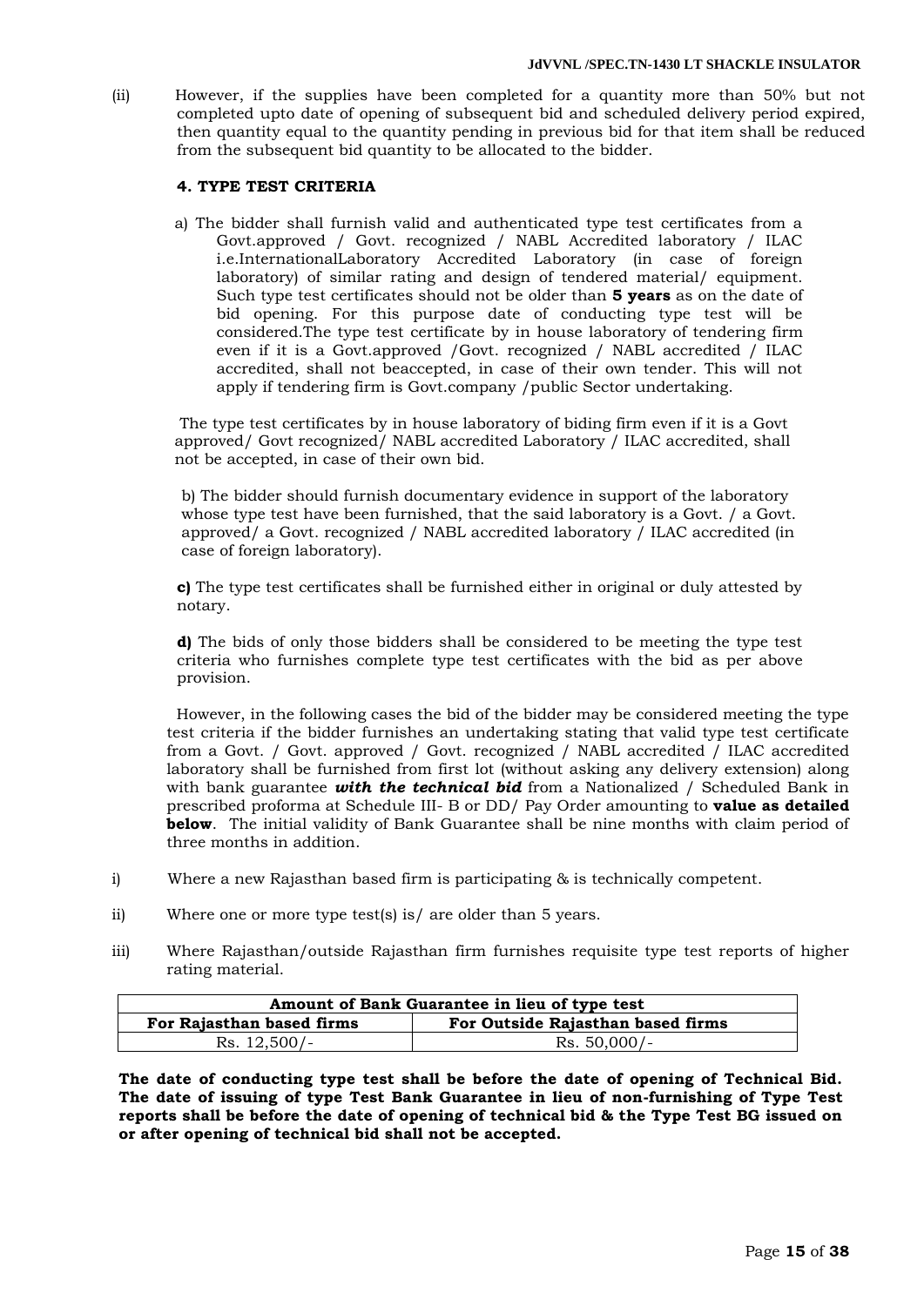(ii) However, if the supplies have been completed for a quantity more than 50% but not completed upto date of opening of subsequent bid and scheduled delivery period expired, then quantity equal to the quantity pending in previous bid for that item shall be reduced from the subsequent bid quantity to be allocated to the bidder.

**4. TYPE TEST CRITERIA**

a) The bidder shall furnish valid and authenticated type test certificates from a Govt.approved / Govt. recognized / NABL Accredited laboratory / ILAC i.e.InternationalLaboratory Accredited Laboratory (in case of foreign laboratory) of similar rating and design of tendered material/ equipment. Such type test certificates should not be older than **5 years** as on the date of bid opening. For this purpose date of conducting type test will be considered.The type test certificate by in house laboratory of tendering firm even if it is a Govt.approved /Govt. recognized / NABL accredited / ILAC accredited, shall not beaccepted, in case of their own tender. This will not apply if tendering firm is Govt.company /public Sector undertaking.

The type test certificates by in house laboratory of biding firm even if it is a Govt approved/ Govt recognized/ NABL accredited Laboratory / ILAC accredited, shall not be accepted, in case of their own bid.

b) The bidder should furnish documentary evidence in support of the laboratory whose type test have been furnished, that the said laboratory is a Govt. / a Govt. approved/ a Govt. recognized / NABL accredited laboratory / ILAC accredited (in case of foreign laboratory).

**c)** The type test certificates shall be furnished either in original or duly attested by notary.

**d)** The bids of only those bidders shall be considered to be meeting the type test criteria who furnishes complete type test certificates with the bid as per above provision.

However, in the following cases the bid of the bidder may be considered meeting the type test criteria if the bidder furnishes an undertaking stating that valid type test certificate from a Govt. / Govt. approved / Govt. recognized / NABL accredited / ILAC accredited laboratory shall be furnished from first lot (without asking any delivery extension) along with bank guarantee ***with the technical bid*** from a Nationalized / Scheduled Bank in prescribed proforma at Schedule III- B or DD/ Pay Order amounting to **value as detailed below**. The initial validity of Bank Guarantee shall be nine months with claim period of three months in addition.

i) Where a new Rajasthan based firm is participating & is technically competent.

ii) Where one or more type test(s) is/ are older than 5 years.

iii) Where Rajasthan/outside Rajasthan firm furnishes requisite type test reports of higher rating material.

| **Amount of Bank Guarantee in lieu of type test** | |
|---|---|
| **For Rajasthan based firms** | **For Outside Rajasthan based firms** |
| Rs. 12,500/- | Rs. 50,000/- |

**The date of conducting type test shall be before the date of opening of Technical Bid. The date of issuing of type Test Bank Guarantee in lieu of non-furnishing of Type Test reports shall be before the date of opening of technical bid & the Type Test BG issued on or after opening of technical bid shall not be accepted.**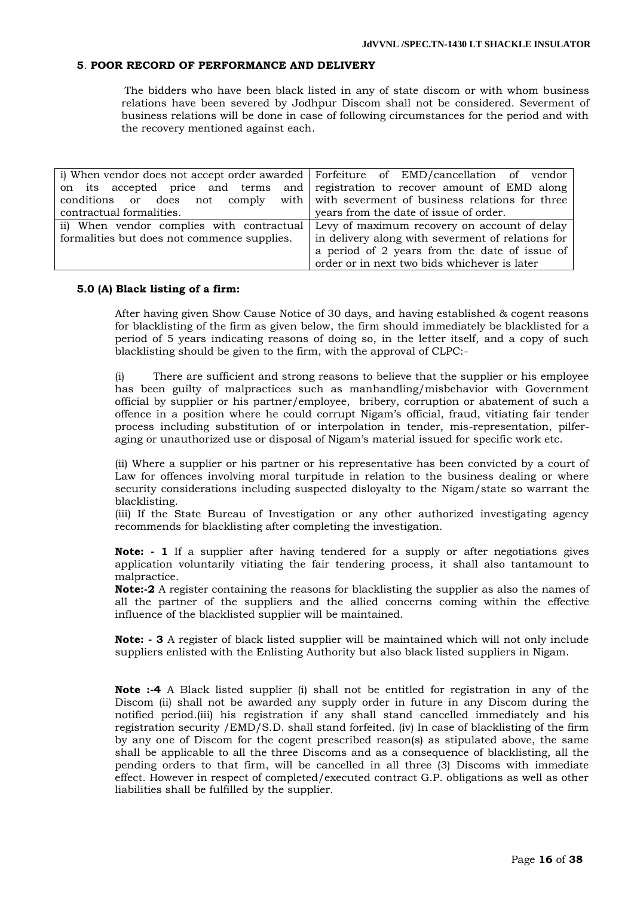## 5. POOR RECORD OF PERFORMANCE AND DELIVERY

The bidders who have been black listed in any of state discom or with whom business relations have been severed by Jodhpur Discom shall not be considered. Severment of business relations will be done in case of following circumstances for the period and with the recovery mentioned against each.

| | |
|---|---|
| i) When vendor does not accept order awarded on its accepted price and terms and conditions or does not comply with contractual formalities. | Forfeiture of EMD/cancellation of vendor registration to recover amount of EMD along with severment of business relations for three years from the date of issue of order. |
| ii) When vendor complies with contractual formalities but does not commence supplies. | Levy of maximum recovery on account of delay in delivery along with severment of relations for a period of 2 years from the date of issue of order or in next two bids whichever is later |

### 5.0 (A) Black listing of a firm:

After having given Show Cause Notice of 30 days, and having established & cogent reasons for blacklisting of the firm as given below, the firm should immediately be blacklisted for a period of 5 years indicating reasons of doing so, in the letter itself, and a copy of such blacklisting should be given to the firm, with the approval of CLPC:-

(i) There are sufficient and strong reasons to believe that the supplier or his employee has been guilty of malpractices such as manhandling/misbehavior with Government official by supplier or his partner/employee, bribery, corruption or abatement of such a offence in a position where he could corrupt Nigam's official, fraud, vitiating fair tender process including substitution of or interpolation in tender, mis-representation, pilfer-aging or unauthorized use or disposal of Nigam's material issued for specific work etc.

(ii) Where a supplier or his partner or his representative has been convicted by a court of Law for offences involving moral turpitude in relation to the business dealing or where security considerations including suspected disloyalty to the Nigam/state so warrant the blacklisting.

(iii) If the State Bureau of Investigation or any other authorized investigating agency recommends for blacklisting after completing the investigation.

**Note: - 1** If a supplier after having tendered for a supply or after negotiations gives application voluntarily vitiating the fair tendering process, it shall also tantamount to malpractice.

**Note:-2** A register containing the reasons for blacklisting the supplier as also the names of all the partner of the suppliers and the allied concerns coming within the effective influence of the blacklisted supplier will be maintained.

**Note: - 3** A register of black listed supplier will be maintained which will not only include suppliers enlisted with the Enlisting Authority but also black listed suppliers in Nigam.

**Note :-4** A Black listed supplier (i) shall not be entitled for registration in any of the Discom (ii) shall not be awarded any supply order in future in any Discom during the notified period.(iii) his registration if any shall stand cancelled immediately and his registration security /EMD/S.D. shall stand forfeited. (iv) In case of blacklisting of the firm by any one of Discom for the cogent prescribed reason(s) as stipulated above, the same shall be applicable to all the three Discoms and as a consequence of blacklisting, all the pending orders to that firm, will be cancelled in all three (3) Discoms with immediate effect. However in respect of completed/executed contract G.P. obligations as well as other liabilities shall be fulfilled by the supplier.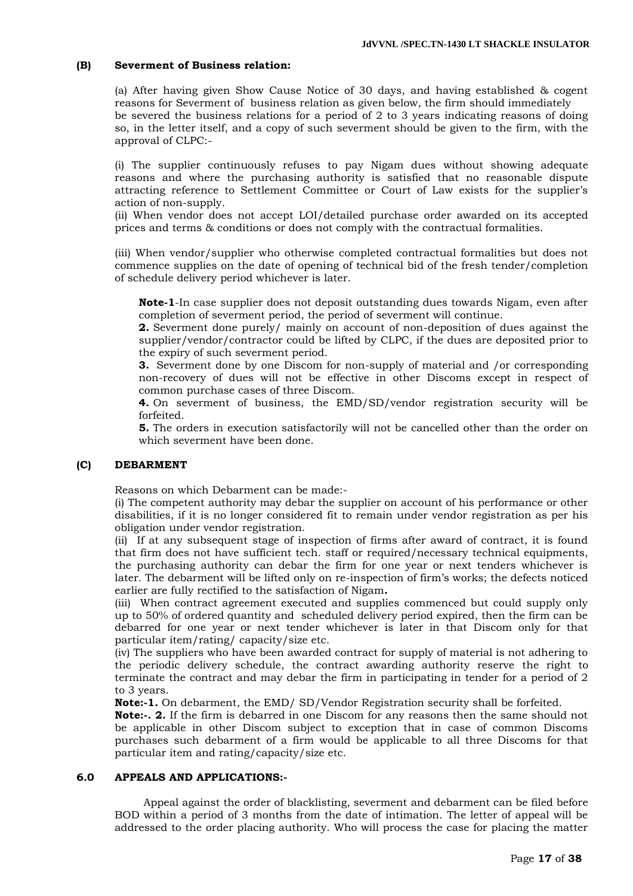### (B) Severment of Business relation:

(a) After having given Show Cause Notice of 30 days, and having established & cogent reasons for Severment of business relation as given below, the firm should immediately be severed the business relations for a period of 2 to 3 years indicating reasons of doing so, in the letter itself, and a copy of such severment should be given to the firm, with the approval of CLPC:-

(i) The supplier continuously refuses to pay Nigam dues without showing adequate reasons and where the purchasing authority is satisfied that no reasonable dispute attracting reference to Settlement Committee or Court of Law exists for the supplier's action of non-supply.

(ii) When vendor does not accept LOI/detailed purchase order awarded on its accepted prices and terms & conditions or does not comply with the contractual formalities.

(iii) When vendor/supplier who otherwise completed contractual formalities but does not commence supplies on the date of opening of technical bid of the fresh tender/completion of schedule delivery period whichever is later.

**Note-1**-In case supplier does not deposit outstanding dues towards Nigam, even after completion of severment period, the period of severment will continue.

**2.** Severment done purely/ mainly on account of non-deposition of dues against the supplier/vendor/contractor could be lifted by CLPC, if the dues are deposited prior to the expiry of such severment period.

**3.** Severment done by one Discom for non-supply of material and /or corresponding non-recovery of dues will not be effective in other Discoms except in respect of common purchase cases of three Discom.

**4.** On severment of business, the EMD/SD/vendor registration security will be forfeited.

**5.** The orders in execution satisfactorily will not be cancelled other than the order on which severment have been done.

### (C) DEBARMENT

Reasons on which Debarment can be made:-

(i) The competent authority may debar the supplier on account of his performance or other disabilities, if it is no longer considered fit to remain under vendor registration as per his obligation under vendor registration.

(ii) If at any subsequent stage of inspection of firms after award of contract, it is found that firm does not have sufficient tech. staff or required/necessary technical equipments, the purchasing authority can debar the firm for one year or next tenders whichever is later. The debarment will be lifted only on re-inspection of firm's works; the defects noticed earlier are fully rectified to the satisfaction of Nigam**.**

(iii) When contract agreement executed and supplies commenced but could supply only up to 50% of ordered quantity and scheduled delivery period expired, then the firm can be debarred for one year or next tender whichever is later in that Discom only for that particular item/rating/ capacity/size etc.

(iv) The suppliers who have been awarded contract for supply of material is not adhering to the periodic delivery schedule, the contract awarding authority reserve the right to terminate the contract and may debar the firm in participating in tender for a period of 2 to 3 years.

**Note:-1.** On debarment, the EMD/ SD/Vendor Registration security shall be forfeited.

**Note:-. 2.** If the firm is debarred in one Discom for any reasons then the same should not be applicable in other Discom subject to exception that in case of common Discoms purchases such debarment of a firm would be applicable to all three Discoms for that particular item and rating/capacity/size etc.

### 6.0 APPEALS AND APPLICATIONS:-

Appeal against the order of blacklisting, severment and debarment can be filed before BOD within a period of 3 months from the date of intimation. The letter of appeal will be addressed to the order placing authority. Who will process the case for placing the matter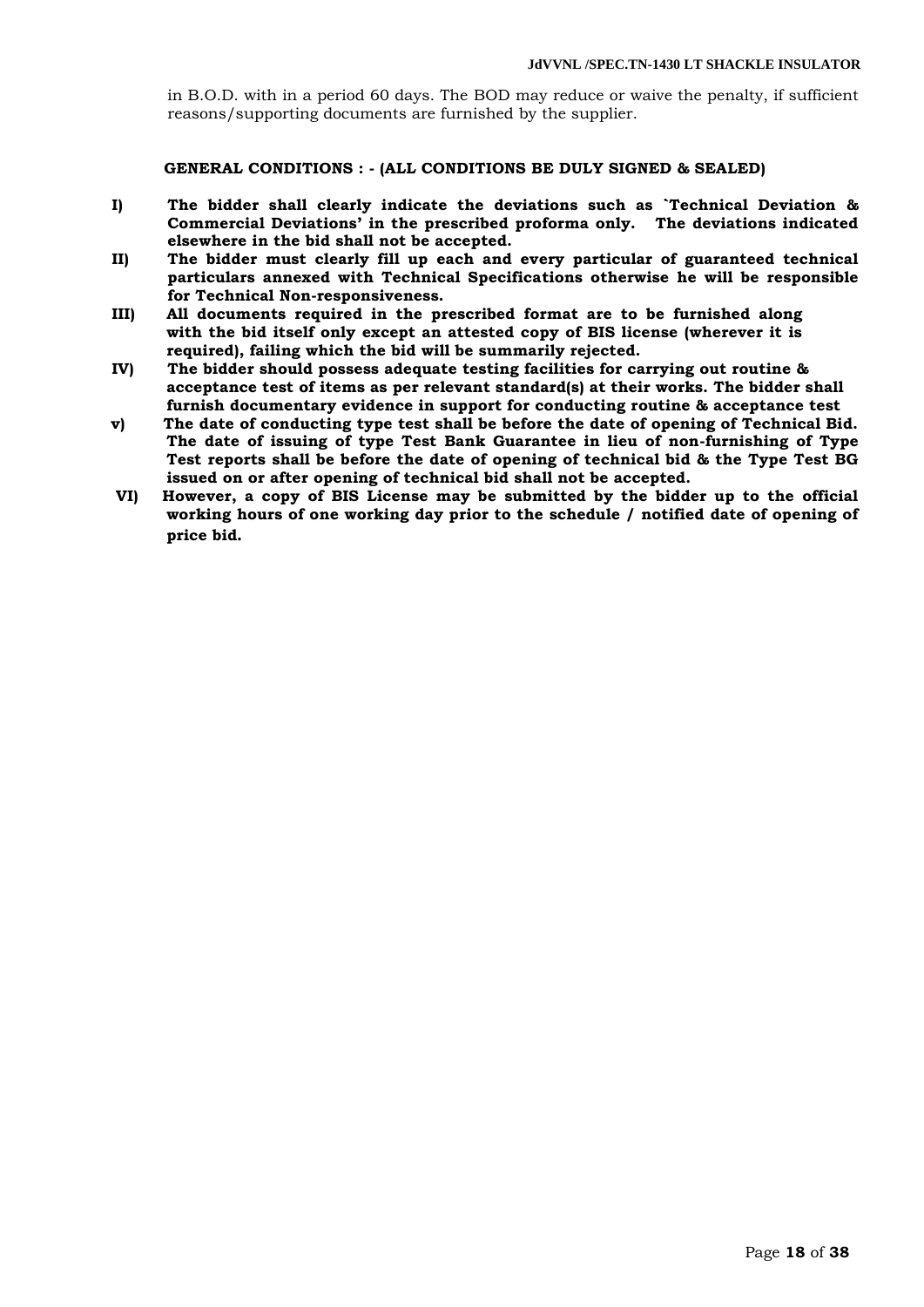in B.O.D. with in a period 60 days. The BOD may reduce or waive the penalty, if sufficient reasons/supporting documents are furnished by the supplier.

**GENERAL CONDITIONS : - (ALL CONDITIONS BE DULY SIGNED & SEALED)**

**I)** **The bidder shall clearly indicate the deviations such as `Technical Deviation & Commercial Deviations' in the prescribed proforma only. The deviations indicated elsewhere in the bid shall not be accepted.**

**II)** **The bidder must clearly fill up each and every particular of guaranteed technical particulars annexed with Technical Specifications otherwise he will be responsible for Technical Non-responsiveness.**

**III)** **All documents required in the prescribed format are to be furnished along with the bid itself only except an attested copy of BIS license (wherever it is required), failing which the bid will be summarily rejected.**

**IV)** **The bidder should possess adequate testing facilities for carrying out routine & acceptance test of items as per relevant standard(s) at their works. The bidder shall furnish documentary evidence in support for conducting routine & acceptance test**

**v)** **The date of conducting type test shall be before the date of opening of Technical Bid. The date of issuing of type Test Bank Guarantee in lieu of non-furnishing of Type Test reports shall be before the date of opening of technical bid & the Type Test BG issued on or after opening of technical bid shall not be accepted.**

**VI)** **However, a copy of BIS License may be submitted by the bidder up to the official working hours of one working day prior to the schedule / notified date of opening of price bid.**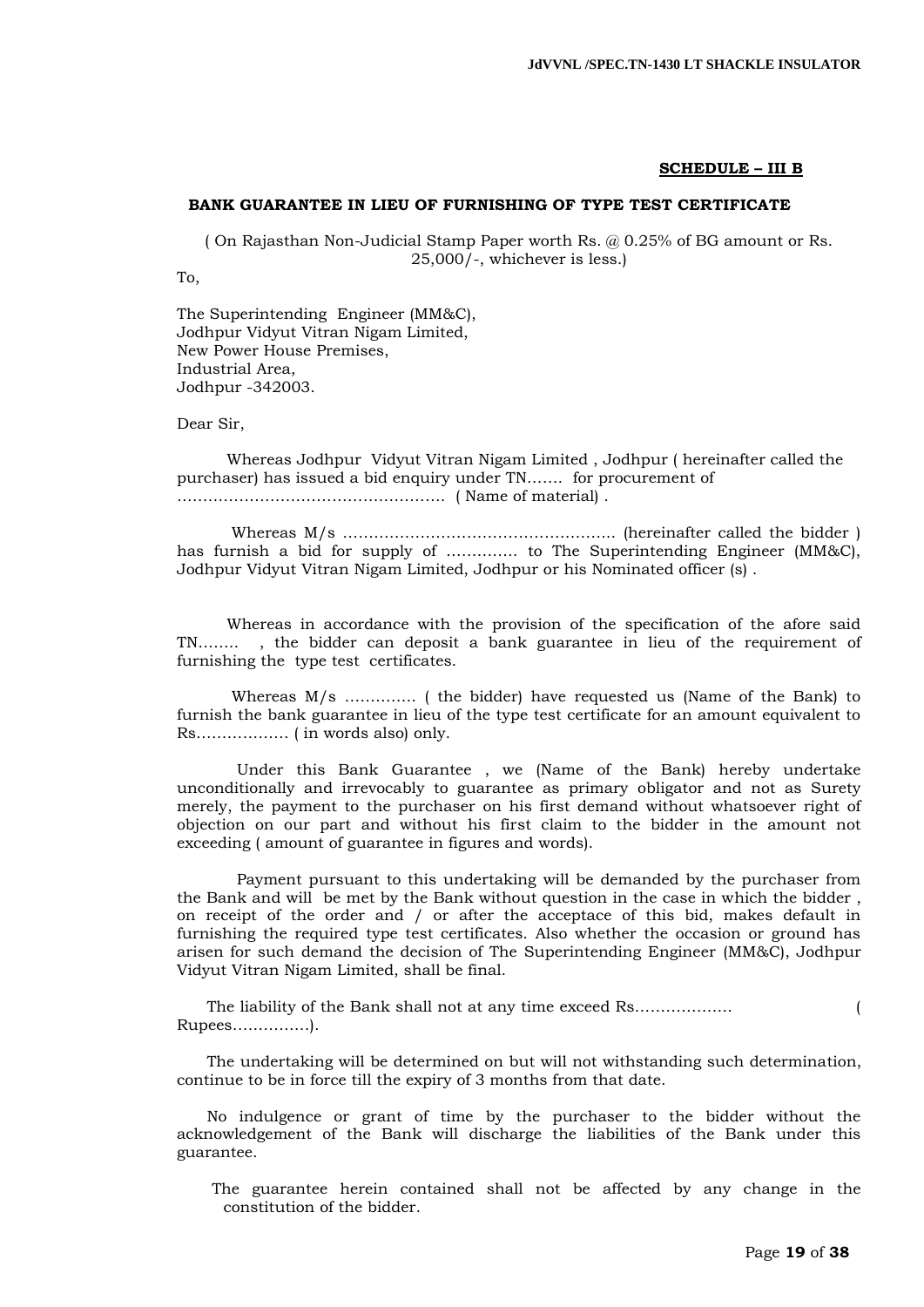**SCHEDULE – III B**

**BANK GUARANTEE IN LIEU OF FURNISHING OF TYPE TEST CERTIFICATE**

( On Rajasthan Non-Judicial Stamp Paper worth Rs. @ 0.25% of BG amount or Rs. 25,000/-, whichever is less.)

To,

The Superintending Engineer (MM&C),
Jodhpur Vidyut Vitran Nigam Limited,
New Power House Premises,
Industrial Area,
Jodhpur -342003.

Dear Sir,

Whereas Jodhpur Vidyut Vitran Nigam Limited , Jodhpur ( hereinafter called the purchaser) has issued a bid enquiry under TN……. for procurement of ……………………………………………. ( Name of material) .

Whereas M/s ……………………………………………. (hereinafter called the bidder ) has furnish a bid for supply of ………….. to The Superintending Engineer (MM&C), Jodhpur Vidyut Vitran Nigam Limited, Jodhpur or his Nominated officer (s) .

Whereas in accordance with the provision of the specification of the afore said TN…….. , the bidder can deposit a bank guarantee in lieu of the requirement of furnishing the type test certificates.

Whereas M/s ………….. ( the bidder) have requested us (Name of the Bank) to furnish the bank guarantee in lieu of the type test certificate for an amount equivalent to Rs……………… ( in words also) only.

Under this Bank Guarantee , we (Name of the Bank) hereby undertake unconditionally and irrevocably to guarantee as primary obligator and not as Surety merely, the payment to the purchaser on his first demand without whatsoever right of objection on our part and without his first claim to the bidder in the amount not exceeding ( amount of guarantee in figures and words).

Payment pursuant to this undertaking will be demanded by the purchaser from the Bank and will be met by the Bank without question in the case in which the bidder , on receipt of the order and / or after the acceptace of this bid, makes default in furnishing the required type test certificates. Also whether the occasion or ground has arisen for such demand the decision of The Superintending Engineer (MM&C), Jodhpur Vidyut Vitran Nigam Limited, shall be final.

The liability of the Bank shall not at any time exceed Rs………………. ( Rupees……………).

The undertaking will be determined on but will not withstanding such determination, continue to be in force till the expiry of 3 months from that date.

No indulgence or grant of time by the purchaser to the bidder without the acknowledgement of the Bank will discharge the liabilities of the Bank under this guarantee.

The guarantee herein contained shall not be affected by any change in the constitution of the bidder.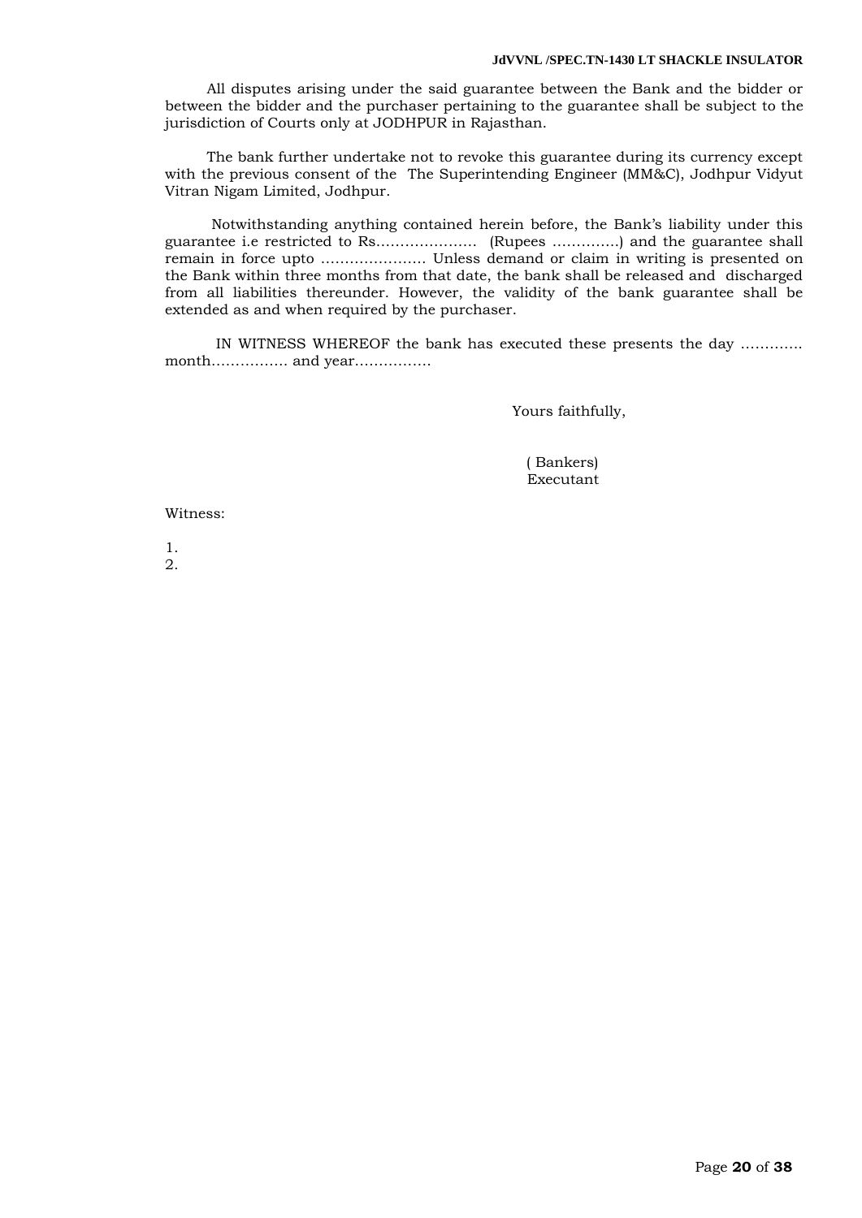All disputes arising under the said guarantee between the Bank and the bidder or between the bidder and the purchaser pertaining to the guarantee shall be subject to the jurisdiction of Courts only at JODHPUR in Rajasthan.

The bank further undertake not to revoke this guarantee during its currency except with the previous consent of the The Superintending Engineer (MM&C), Jodhpur Vidyut Vitran Nigam Limited, Jodhpur.

Notwithstanding anything contained herein before, the Bank's liability under this guarantee i.e restricted to Rs………………… (Rupees …………..) and the guarantee shall remain in force upto …………………. Unless demand or claim in writing is presented on the Bank within three months from that date, the bank shall be released and discharged from all liabilities thereunder. However, the validity of the bank guarantee shall be extended as and when required by the purchaser.

IN WITNESS WHEREOF the bank has executed these presents the day …………. month……………. and year…………….

Yours faithfully,

( Bankers)
Executant

Witness:

1.
2.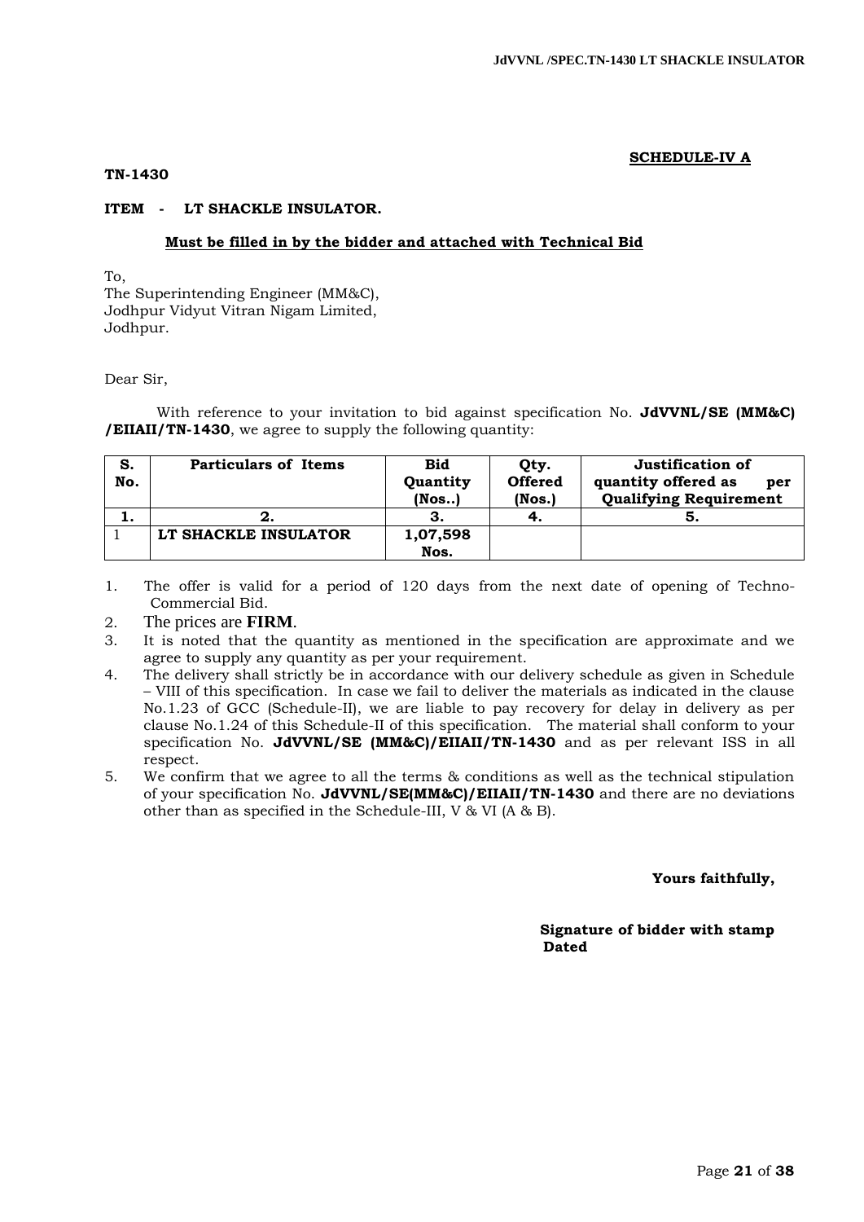**SCHEDULE-IV A**

**TN-1430**

**ITEM - LT SHACKLE INSULATOR.**

**Must be filled in by the bidder and attached with Technical Bid**

To,
The Superintending Engineer (MM&C),
Jodhpur Vidyut Vitran Nigam Limited,
Jodhpur.

Dear Sir,

With reference to your invitation to bid against specification No. **JdVVNL/SE (MM&C) /EIIAII/TN-1430**, we agree to supply the following quantity:

| S. No. | Particulars of Items | Bid Quantity (Nos..) | Qty. Offered (Nos.) | Justification of quantity offered as per Qualifying Requirement |
|---|---|---|---|---|
| **1.** | **2.** | **3.** | **4.** | **5.** |
| 1 | **LT SHACKLE INSULATOR** | **1,07,598 Nos.** | | |

1. The offer is valid for a period of 120 days from the next date of opening of Techno-Commercial Bid.
2. The prices are **FIRM**.
3. It is noted that the quantity as mentioned in the specification are approximate and we agree to supply any quantity as per your requirement.
4. The delivery shall strictly be in accordance with our delivery schedule as given in Schedule – VIII of this specification. In case we fail to deliver the materials as indicated in the clause No.1.23 of GCC (Schedule-II), we are liable to pay recovery for delay in delivery as per clause No.1.24 of this Schedule-II of this specification. The material shall conform to your specification No. **JdVVNL/SE (MM&C)/EIIAII/TN-1430** and as per relevant ISS in all respect.
5. We confirm that we agree to all the terms & conditions as well as the technical stipulation of your specification No. **JdVVNL/SE(MM&C)/EIIAII/TN-1430** and there are no deviations other than as specified in the Schedule-III, V & VI (A & B).

**Yours faithfully,**

**Signature of bidder with stamp**
**Dated**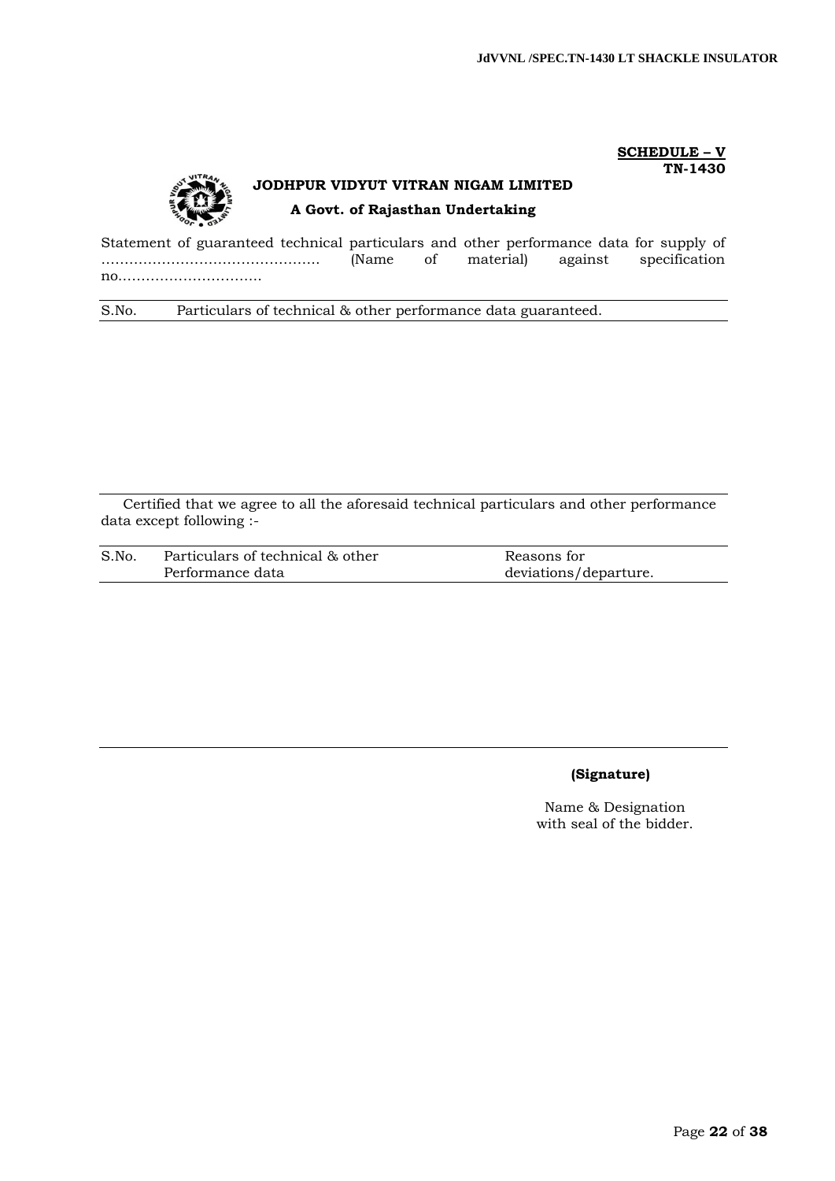**SCHEDULE – V**
**TN-1430**

**JODHPUR VIDYUT VITRAN NIGAM LIMITED**

**A Govt. of Rajasthan Undertaking**

Statement of guaranteed technical particulars and other performance data for supply of ………………………………………… (Name of material) against specification no………………………….

| S.No. | Particulars of technical & other performance data guaranteed. |
|---|---|
| | |

Certified that we agree to all the aforesaid technical particulars and other performance data except following :-

| S.No. | Particulars of technical & other Performance data | Reasons for deviations/departure. |
|---|---|---|
| | | |

**(Signature)**

Name & Designation
with seal of the bidder.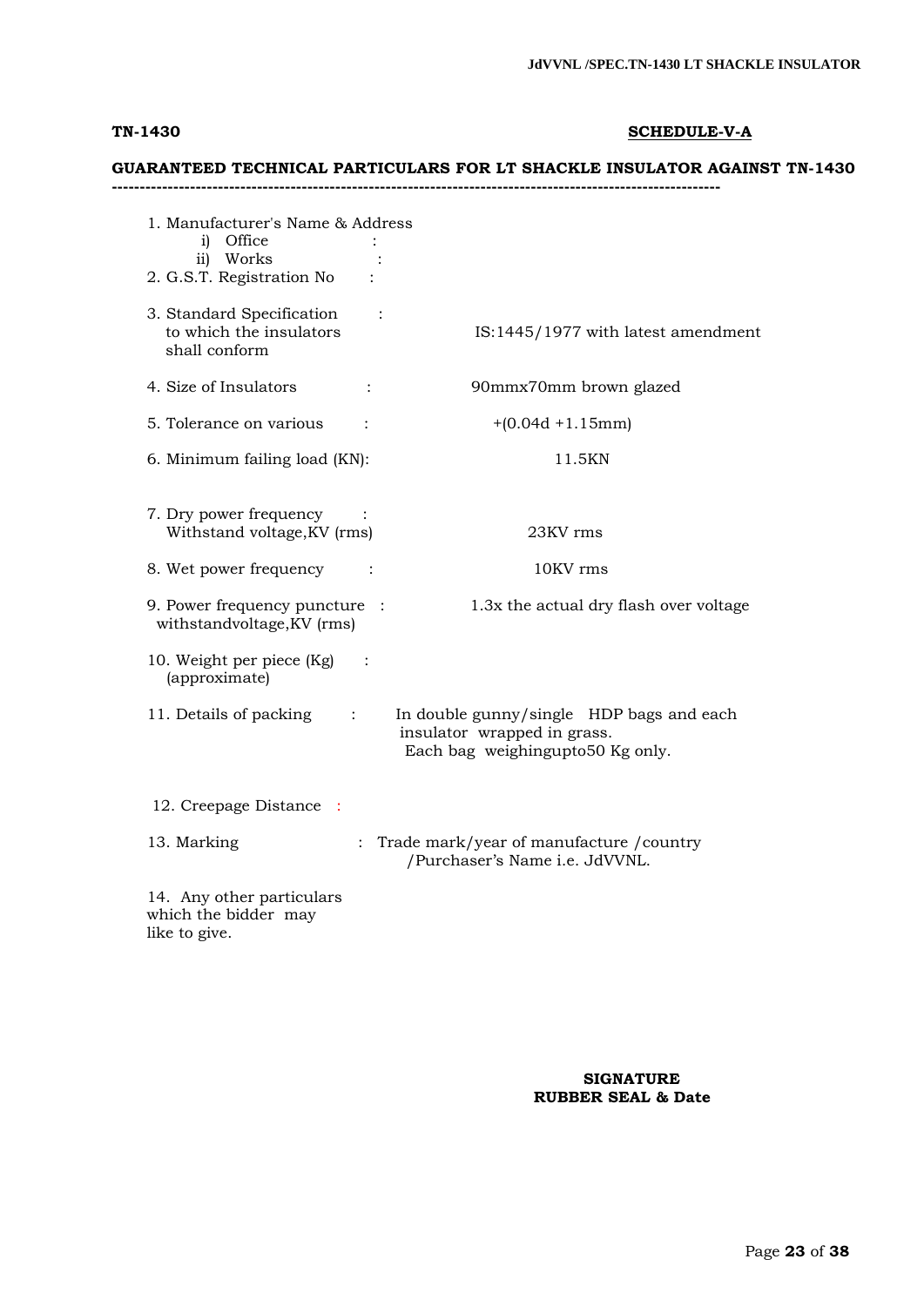**TN-1430** **SCHEDULE-V-A**

**GUARANTEED TECHNICAL PARTICULARS FOR LT SHACKLE INSULATOR AGAINST TN-1430**

---

| Particulars | | Value |
|---|---|---|
| 1. Manufacturer's Name & Address | | |
| i) Office | : | |
| ii) Works | : | |
| 2. G.S.T. Registration No | : | |
| 3. Standard Specification to which the insulators shall conform | : | IS:1445/1977 with latest amendment |
| 4. Size of Insulators | : | 90mmx70mm brown glazed |
| 5. Tolerance on various | : | +(0.04d +1.15mm) |
| 6. Minimum failing load (KN): | | 11.5KN |
| 7. Dry power frequency Withstand voltage,KV (rms) | : | 23KV rms |
| 8. Wet power frequency | : | 10KV rms |
| 9. Power frequency puncture withstandvoltage,KV (rms) | : | 1.3x the actual dry flash over voltage |
| 10. Weight per piece (Kg) (approximate) | : | |
| 11. Details of packing | : | In double gunny/single HDP bags and each insulator wrapped in grass. Each bag weighingupto50 Kg only. |
| 12. Creepage Distance | : | |
| 13. Marking | : | Trade mark/year of manufacture /country /Purchaser's Name i.e. JdVVNL. |
| 14. Any other particulars which the bidder may like to give. | | |

**SIGNATURE**
**RUBBER SEAL & Date**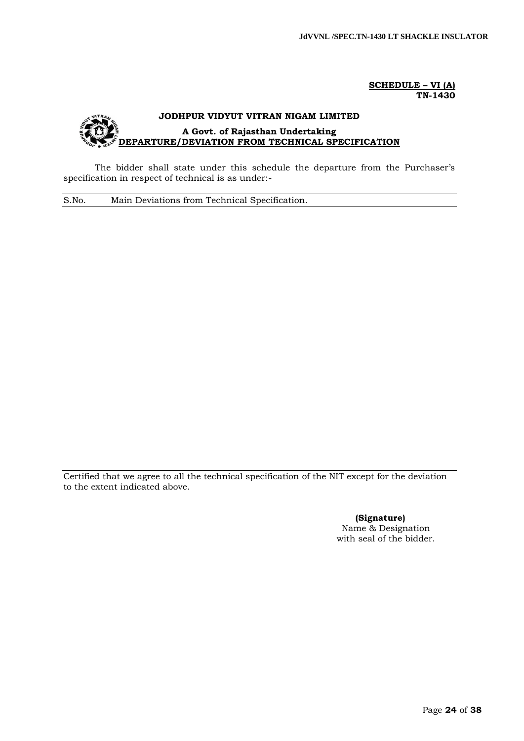**SCHEDULE – VI (A)**
**TN-1430**

**JODHPUR VIDYUT VITRAN NIGAM LIMITED**

**A Govt. of Rajasthan Undertaking**

**DEPARTURE/DEVIATION FROM TECHNICAL SPECIFICATION**

The bidder shall state under this schedule the departure from the Purchaser's specification in respect of technical is as under:-

| S.No. | Main Deviations from Technical Specification. |
|---|---|
| | |

Certified that we agree to all the technical specification of the NIT except for the deviation to the extent indicated above.

**(Signature)**
Name & Designation
with seal of the bidder.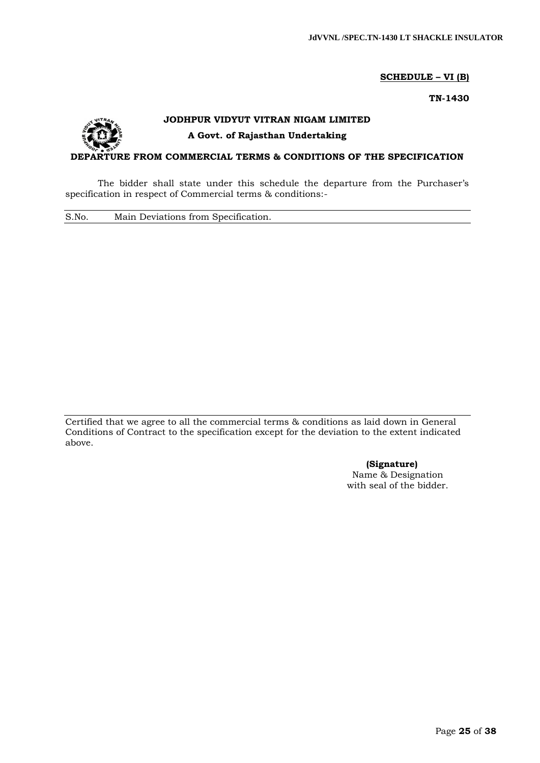**SCHEDULE – VI (B)**

**TN-1430**

**JODHPUR VIDYUT VITRAN NIGAM LIMITED**

**A Govt. of Rajasthan Undertaking**

**DEPARTURE FROM COMMERCIAL TERMS & CONDITIONS OF THE SPECIFICATION**

The bidder shall state under this schedule the departure from the Purchaser's specification in respect of Commercial terms & conditions:-

| S.No. | Main Deviations from Specification. |
|---|---|
| | |

Certified that we agree to all the commercial terms & conditions as laid down in General Conditions of Contract to the specification except for the deviation to the extent indicated above.

**(Signature)**
Name & Designation
with seal of the bidder.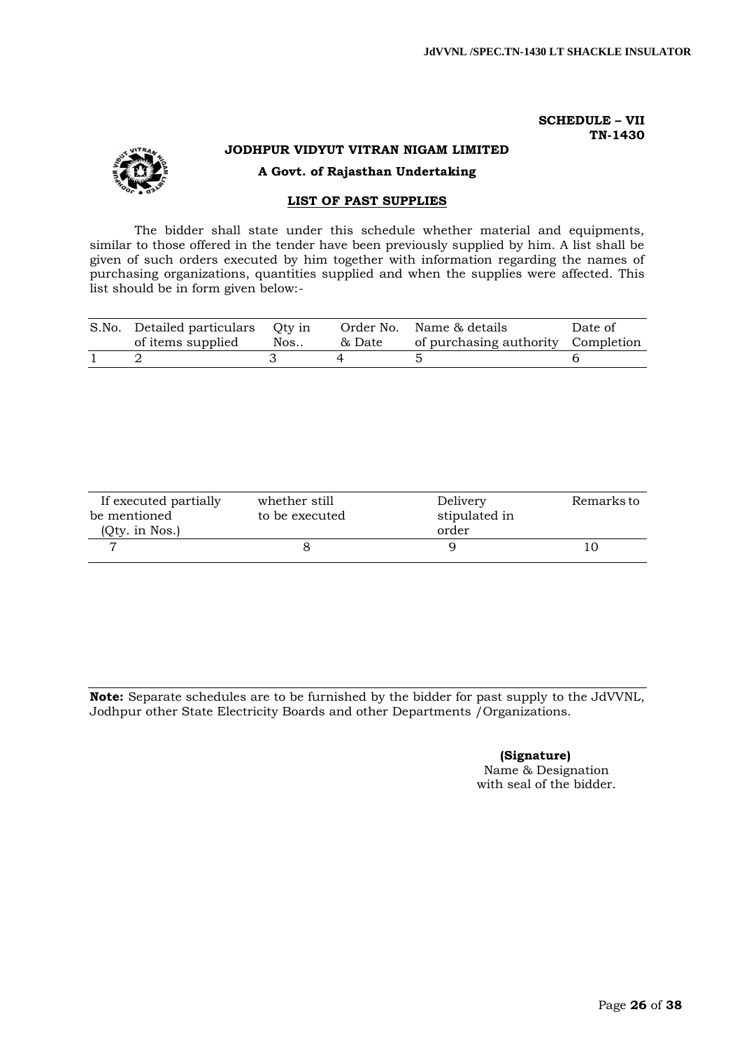**SCHEDULE – VII**
**TN-1430**

**JODHPUR VIDYUT VITRAN NIGAM LIMITED**

**A Govt. of Rajasthan Undertaking**

## LIST OF PAST SUPPLIES

The bidder shall state under this schedule whether material and equipments, similar to those offered in the tender have been previously supplied by him. A list shall be given of such orders executed by him together with information regarding the names of purchasing organizations, quantities supplied and when the supplies were affected. This list should be in form given below:-

| S.No. | Detailed particulars of items supplied | Qty in Nos.. | Order No. & Date | Name & details of purchasing authority | Date of Completion |
|---|---|---|---|---|---|
| 1 | 2 | 3 | 4 | 5 | 6 |

| If executed partially be mentioned (Qty. in Nos.) | whether still to be executed | Delivery stipulated in order | Remarks to |
|---|---|---|---|
| 7 | 8 | 9 | 10 |

**Note:** Separate schedules are to be furnished by the bidder for past supply to the JdVVNL, Jodhpur other State Electricity Boards and other Departments /Organizations.

**(Signature)**
Name & Designation
with seal of the bidder.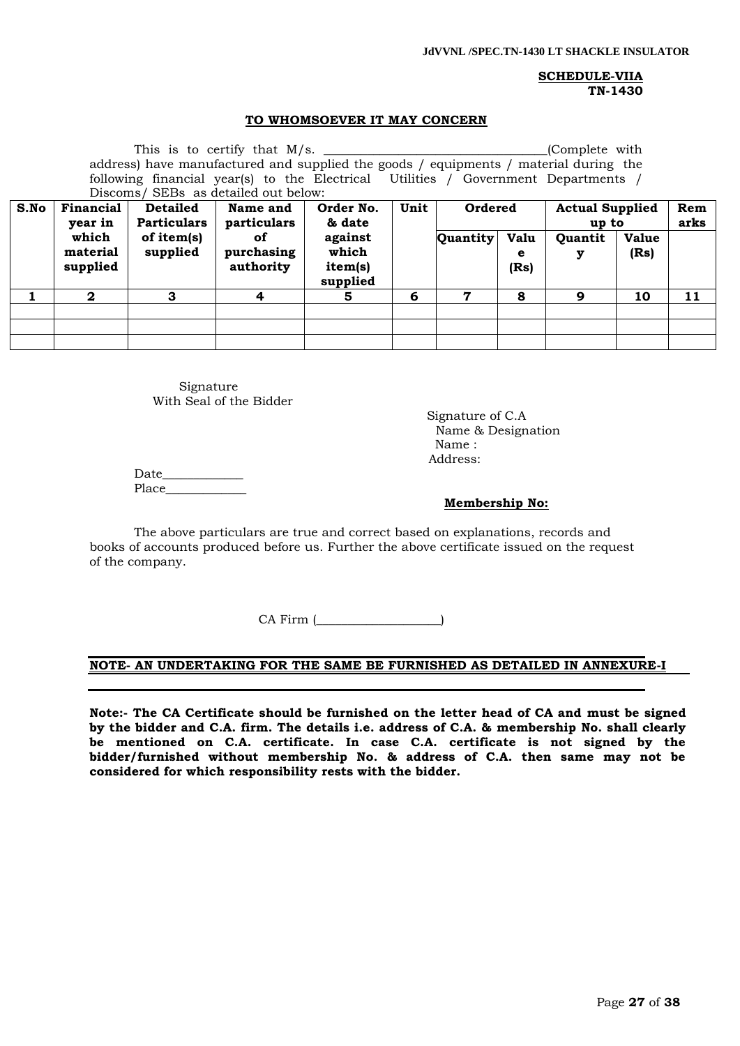**SCHEDULE-VIIA**
**TN-1430**

**TO WHOMSOEVER IT MAY CONCERN**

This is to certify that M/s. ___________________________________(Complete with address) have manufactured and supplied the goods / equipments / material during the following financial year(s) to the Electrical Utilities / Government Departments / Discoms/ SEBs as detailed out below:

| S.No | Financial year in which material supplied | Detailed Particulars of item(s) supplied | Name and particulars of purchasing authority | Order No. & date against which item(s) supplied | Unit | Ordered | | Actual Supplied up to | | Remarks |
|---|---|---|---|---|---|---|---|---|---|---|
| | | | | | | Quantity | Value (Rs) | Quantity | Value (Rs) | |
| 1 | 2 | 3 | 4 | 5 | 6 | 7 | 8 | 9 | 10 | 11 |
| | | | | | | | | | | |
| | | | | | | | | | | |
| | | | | | | | | | | |

Signature
With Seal of the Bidder

Signature of C.A
Name & Designation
Name :
Address:

Date_____________
Place_____________

**Membership No:**

The above particulars are true and correct based on explanations, records and books of accounts produced before us. Further the above certificate issued on the request of the company.

CA Firm (____________________)

**NOTE- AN UNDERTAKING FOR THE SAME BE FURNISHED AS DETAILED IN ANNEXURE-I**

**Note:- The CA Certificate should be furnished on the letter head of CA and must be signed by the bidder and C.A. firm. The details i.e. address of C.A. & membership No. shall clearly be mentioned on C.A. certificate. In case C.A. certificate is not signed by the bidder/furnished without membership No. & address of C.A. then same may not be considered for which responsibility rests with the bidder.**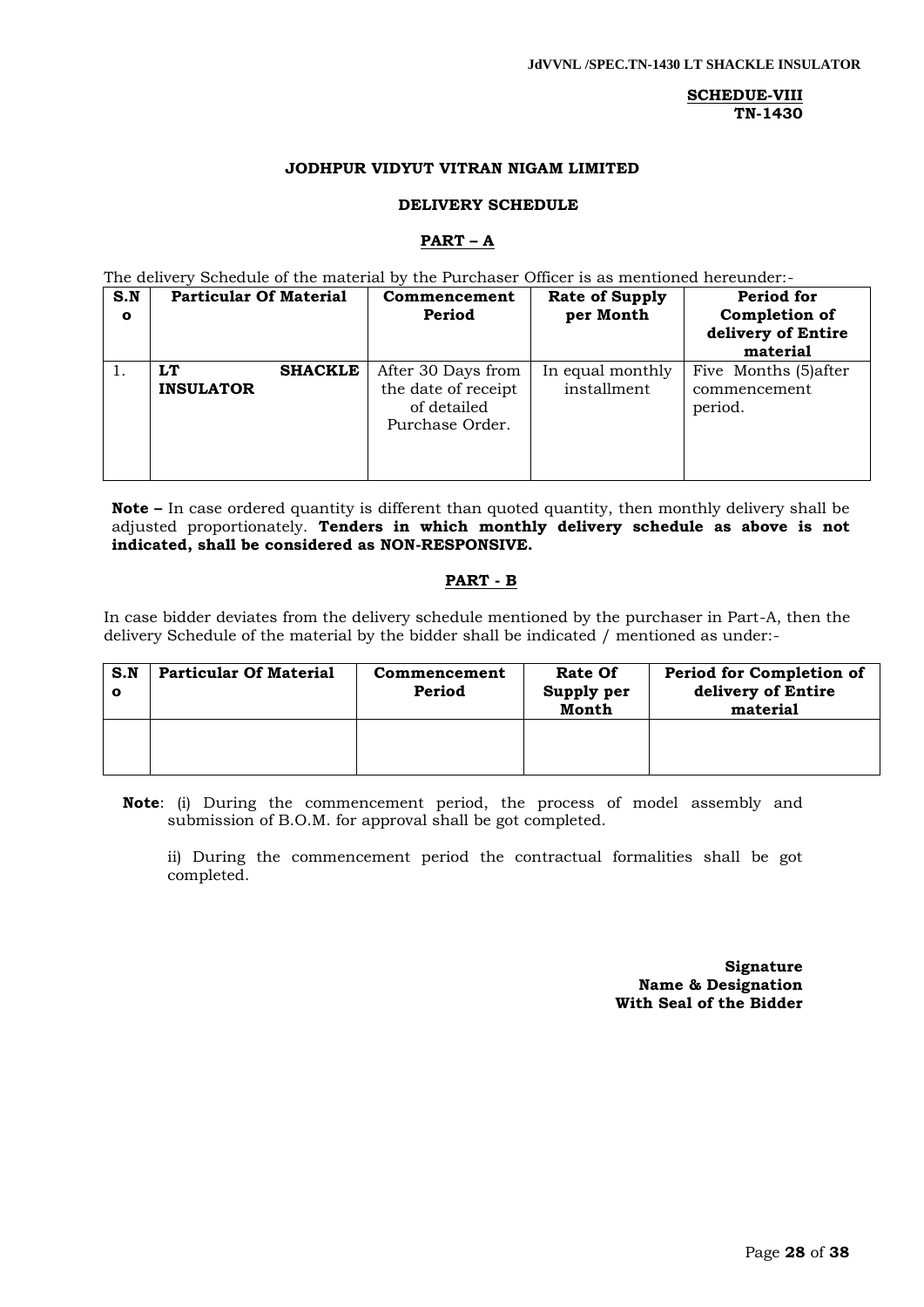**SCHEDUE-VIII**
**TN-1430**

### JODHPUR VIDYUT VITRAN NIGAM LIMITED

### DELIVERY SCHEDULE

### PART – A

The delivery Schedule of the material by the Purchaser Officer is as mentioned hereunder:-

| S.No | Particular Of Material | Commencement Period | Rate of Supply per Month | Period for Completion of delivery of Entire material |
|---|---|---|---|---|
| 1. | **LT SHACKLE INSULATOR** | After 30 Days from the date of receipt of detailed Purchase Order. | In equal monthly installment | Five Months (5)after commencement period. |

**Note –** In case ordered quantity is different than quoted quantity, then monthly delivery shall be adjusted proportionately. **Tenders in which monthly delivery schedule as above is not indicated, shall be considered as NON-RESPONSIVE.**

### PART - B

In case bidder deviates from the delivery schedule mentioned by the purchaser in Part-A, then the delivery Schedule of the material by the bidder shall be indicated / mentioned as under:-

| S.No | Particular Of Material | Commencement Period | Rate Of Supply per Month | Period for Completion of delivery of Entire material |
|---|---|---|---|---|
| | | | | |

**Note**: (i) During the commencement period, the process of model assembly and submission of B.O.M. for approval shall be got completed.

ii) During the commencement period the contractual formalities shall be got completed.

**Signature**
**Name & Designation**
**With Seal of the Bidder**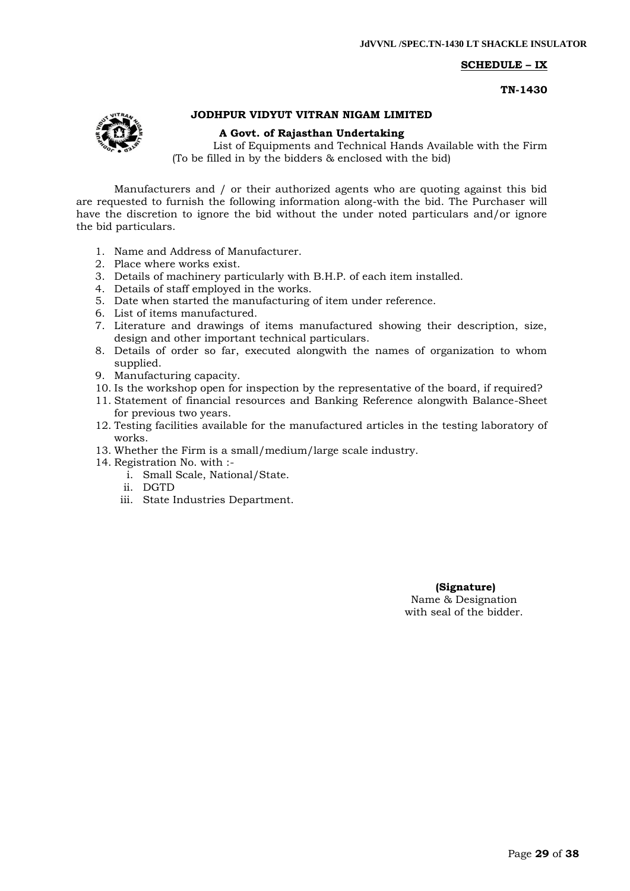**SCHEDULE – IX**

**TN-1430**

**JODHPUR VIDYUT VITRAN NIGAM LIMITED**

**A Govt. of Rajasthan Undertaking**

List of Equipments and Technical Hands Available with the Firm
(To be filled in by the bidders & enclosed with the bid)

Manufacturers and / or their authorized agents who are quoting against this bid are requested to furnish the following information along-with the bid. The Purchaser will have the discretion to ignore the bid without the under noted particulars and/or ignore the bid particulars.

1. Name and Address of Manufacturer.
2. Place where works exist.
3. Details of machinery particularly with B.H.P. of each item installed.
4. Details of staff employed in the works.
5. Date when started the manufacturing of item under reference.
6. List of items manufactured.
7. Literature and drawings of items manufactured showing their description, size, design and other important technical particulars.
8. Details of order so far, executed alongwith the names of organization to whom supplied.
9. Manufacturing capacity.
10. Is the workshop open for inspection by the representative of the board, if required?
11. Statement of financial resources and Banking Reference alongwith Balance-Sheet for previous two years.
12. Testing facilities available for the manufactured articles in the testing laboratory of works.
13. Whether the Firm is a small/medium/large scale industry.
14. Registration No. with :-
    1. Small Scale, National/State.
    2. DGTD
    3. State Industries Department.

**(Signature)**
Name & Designation
with seal of the bidder.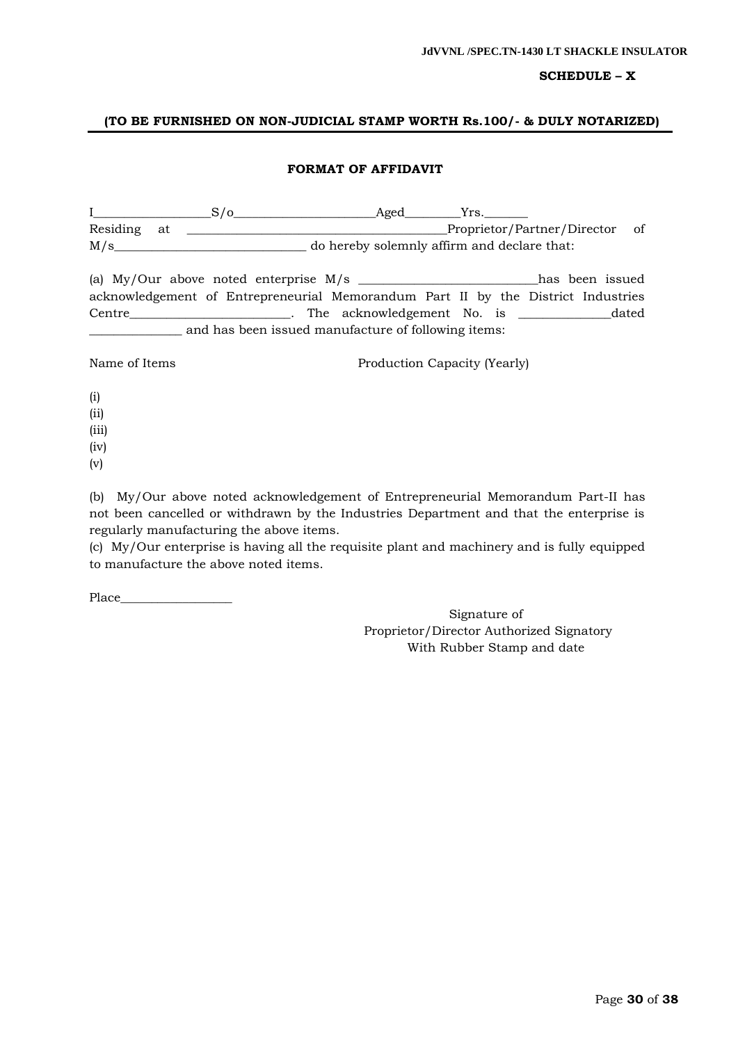**SCHEDULE – X**

**(TO BE FURNISHED ON NON-JUDICIAL STAMP WORTH Rs.100/- & DULY NOTARIZED)**

**FORMAT OF AFFIDAVIT**

I__________________S/o______________________Aged_________Yrs._______ Residing at ________________________________________Proprietor/Partner/Director of M/s______________________________ do hereby solemnly affirm and declare that:

(a) My/Our above noted enterprise M/s ____________________________has been issued acknowledgement of Entrepreneurial Memorandum Part II by the District Industries Centre_________________________. The acknowledgement No. is _______________dated _______________ and has been issued manufacture of following items:

Name of Items                                        Production Capacity (Yearly)

(i)
(ii)
(iii)
(iv)
(v)

(b) My/Our above noted acknowledgement of Entrepreneurial Memorandum Part-II has not been cancelled or withdrawn by the Industries Department and that the enterprise is regularly manufacturing the above items.

(c) My/Our enterprise is having all the requisite plant and machinery and is fully equipped to manufacture the above noted items.

Place__________________

Signature of
Proprietor/Director Authorized Signatory
With Rubber Stamp and date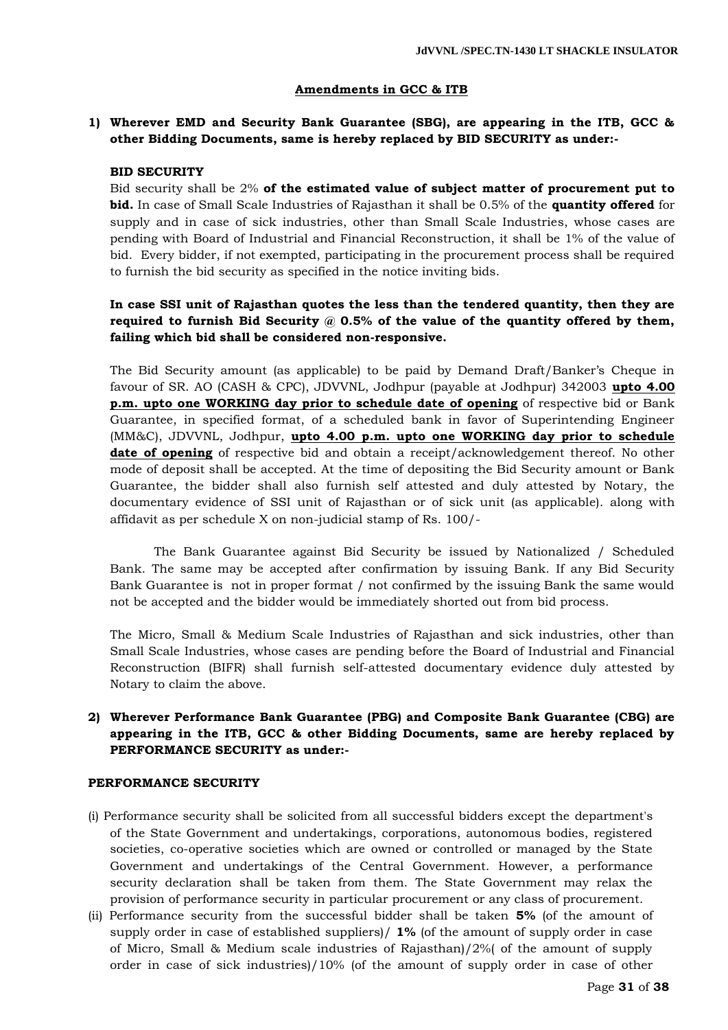## Amendments in GCC & ITB

**1) Wherever EMD and Security Bank Guarantee (SBG), are appearing in the ITB, GCC & other Bidding Documents, same is hereby replaced by BID SECURITY as under:-**

**BID SECURITY**

Bid security shall be 2% **of the estimated value of subject matter of procurement put to bid.** In case of Small Scale Industries of Rajasthan it shall be 0.5% of the **quantity offered** for supply and in case of sick industries, other than Small Scale Industries, whose cases are pending with Board of Industrial and Financial Reconstruction, it shall be 1% of the value of bid. Every bidder, if not exempted, participating in the procurement process shall be required to furnish the bid security as specified in the notice inviting bids.

**In case SSI unit of Rajasthan quotes the less than the tendered quantity, then they are required to furnish Bid Security @ 0.5% of the value of the quantity offered by them, failing which bid shall be considered non-responsive.**

The Bid Security amount (as applicable) to be paid by Demand Draft/Banker's Cheque in favour of SR. AO (CASH & CPC), JDVVNL, Jodhpur (payable at Jodhpur) 342003 **upto 4.00 p.m. upto one WORKING day prior to schedule date of opening** of respective bid or Bank Guarantee, in specified format, of a scheduled bank in favor of Superintending Engineer (MM&C), JDVVNL, Jodhpur, **upto 4.00 p.m. upto one WORKING day prior to schedule date of opening** of respective bid and obtain a receipt/acknowledgement thereof. No other mode of deposit shall be accepted. At the time of depositing the Bid Security amount or Bank Guarantee, the bidder shall also furnish self attested and duly attested by Notary, the documentary evidence of SSI unit of Rajasthan or of sick unit (as applicable). along with affidavit as per schedule X on non-judicial stamp of Rs. 100/-

The Bank Guarantee against Bid Security be issued by Nationalized / Scheduled Bank. The same may be accepted after confirmation by issuing Bank. If any Bid Security Bank Guarantee is not in proper format / not confirmed by the issuing Bank the same would not be accepted and the bidder would be immediately shorted out from bid process.

The Micro, Small & Medium Scale Industries of Rajasthan and sick industries, other than Small Scale Industries, whose cases are pending before the Board of Industrial and Financial Reconstruction (BIFR) shall furnish self-attested documentary evidence duly attested by Notary to claim the above.

**2) Wherever Performance Bank Guarantee (PBG) and Composite Bank Guarantee (CBG) are appearing in the ITB, GCC & other Bidding Documents, same are hereby replaced by PERFORMANCE SECURITY as under:-**

**PERFORMANCE SECURITY**

(i) Performance security shall be solicited from all successful bidders except the department's of the State Government and undertakings, corporations, autonomous bodies, registered societies, co-operative societies which are owned or controlled or managed by the State Government and undertakings of the Central Government. However, a performance security declaration shall be taken from them. The State Government may relax the provision of performance security in particular procurement or any class of procurement.

(ii) Performance security from the successful bidder shall be taken **5%** (of the amount of supply order in case of established suppliers)/ **1%** (of the amount of supply order in case of Micro, Small & Medium scale industries of Rajasthan)/2%( of the amount of supply order in case of sick industries)/10% (of the amount of supply order in case of other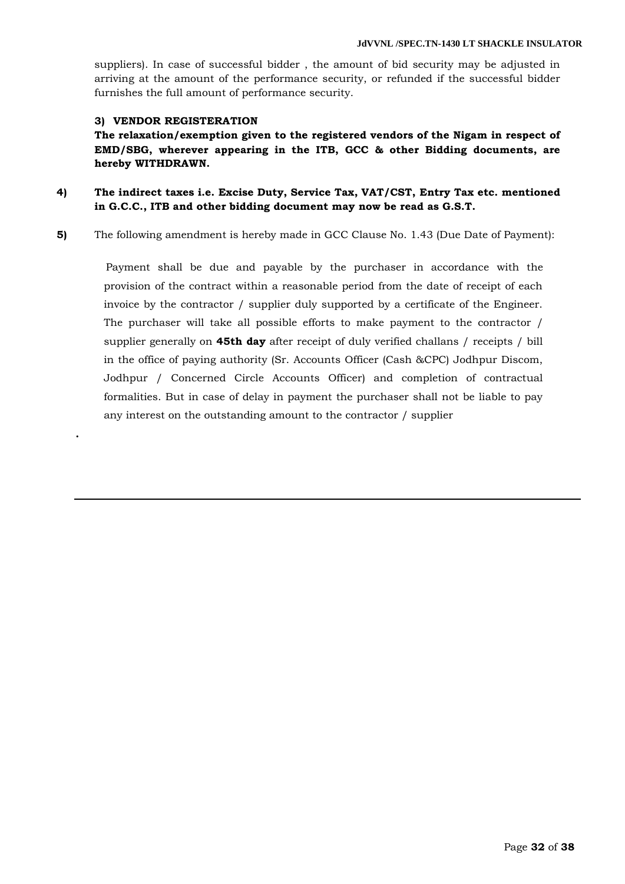suppliers). In case of successful bidder , the amount of bid security may be adjusted in arriving at the amount of the performance security, or refunded if the successful bidder furnishes the full amount of performance security.

**3) VENDOR REGISTERATION**

**The relaxation/exemption given to the registered vendors of the Nigam in respect of EMD/SBG, wherever appearing in the ITB, GCC & other Bidding documents, are hereby WITHDRAWN.**

**4)** **The indirect taxes i.e. Excise Duty, Service Tax, VAT/CST, Entry Tax etc. mentioned in G.C.C., ITB and other bidding document may now be read as G.S.T.**

**5)** The following amendment is hereby made in GCC Clause No. 1.43 (Due Date of Payment):

Payment shall be due and payable by the purchaser in accordance with the provision of the contract within a reasonable period from the date of receipt of each invoice by the contractor / supplier duly supported by a certificate of the Engineer. The purchaser will take all possible efforts to make payment to the contractor / supplier generally on **45th day** after receipt of duly verified challans / receipts / bill in the office of paying authority (Sr. Accounts Officer (Cash &CPC) Jodhpur Discom, Jodhpur / Concerned Circle Accounts Officer) and completion of contractual formalities. But in case of delay in payment the purchaser shall not be liable to pay any interest on the outstanding amount to the contractor / supplier

.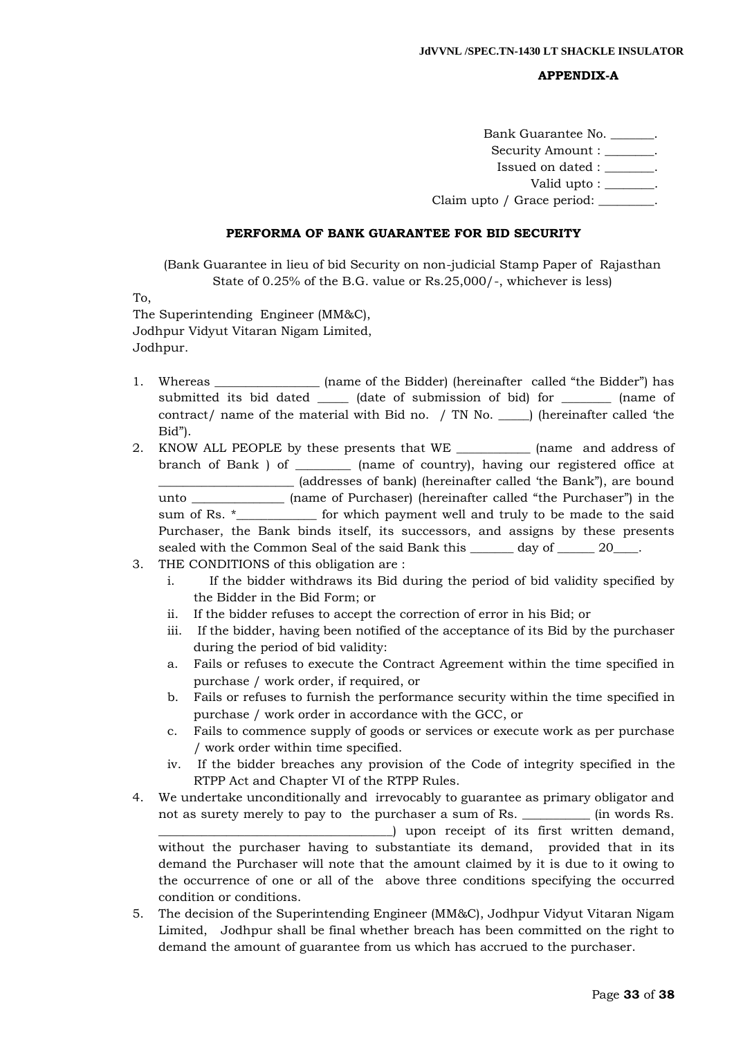**APPENDIX-A**

Bank Guarantee No. _______.
Security Amount : ________.
Issued on dated : ________.
Valid upto : ________.
Claim upto / Grace period: _________.

**PERFORMA OF BANK GUARANTEE FOR BID SECURITY**

(Bank Guarantee in lieu of bid Security on non-judicial Stamp Paper of Rajasthan State of 0.25% of the B.G. value or Rs.25,000/-, whichever is less)

To,
The Superintending Engineer (MM&C),
Jodhpur Vidyut Vitaran Nigam Limited,
Jodhpur.

1. Whereas ________________ (name of the Bidder) (hereinafter called "the Bidder") has submitted its bid dated _____ (date of submission of bid) for ________ (name of contract/ name of the material with Bid no. / TN No. _____) (hereinafter called 'the Bid").
2. KNOW ALL PEOPLE by these presents that WE ____________ (name and address of branch of Bank ) of _________ (name of country), having our registered office at ______________________ (addresses of bank) (hereinafter called 'the Bank"), are bound unto _______________ (name of Purchaser) (hereinafter called "the Purchaser") in the sum of Rs. *_____________ for which payment well and truly to be made to the said Purchaser, the Bank binds itself, its successors, and assigns by these presents sealed with the Common Seal of the said Bank this _______ day of ______ 20____.
3. THE CONDITIONS of this obligation are :
   i. If the bidder withdraws its Bid during the period of bid validity specified by the Bidder in the Bid Form; or
   ii. If the bidder refuses to accept the correction of error in his Bid; or
   iii. If the bidder, having been notified of the acceptance of its Bid by the purchaser during the period of bid validity:
   a. Fails or refuses to execute the Contract Agreement within the time specified in purchase / work order, if required, or
   b. Fails or refuses to furnish the performance security within the time specified in purchase / work order in accordance with the GCC, or
   c. Fails to commence supply of goods or services or execute work as per purchase / work order within time specified.
   iv. If the bidder breaches any provision of the Code of integrity specified in the RTPP Act and Chapter VI of the RTPP Rules.
4. We undertake unconditionally and irrevocably to guarantee as primary obligator and not as surety merely to pay to the purchaser a sum of Rs. ___________ (in words Rs. _____________________________________) upon receipt of its first written demand, without the purchaser having to substantiate its demand, provided that in its demand the Purchaser will note that the amount claimed by it is due to it owing to the occurrence of one or all of the above three conditions specifying the occurred condition or conditions.
5. The decision of the Superintending Engineer (MM&C), Jodhpur Vidyut Vitaran Nigam Limited, Jodhpur shall be final whether breach has been committed on the right to demand the amount of guarantee from us which has accrued to the purchaser.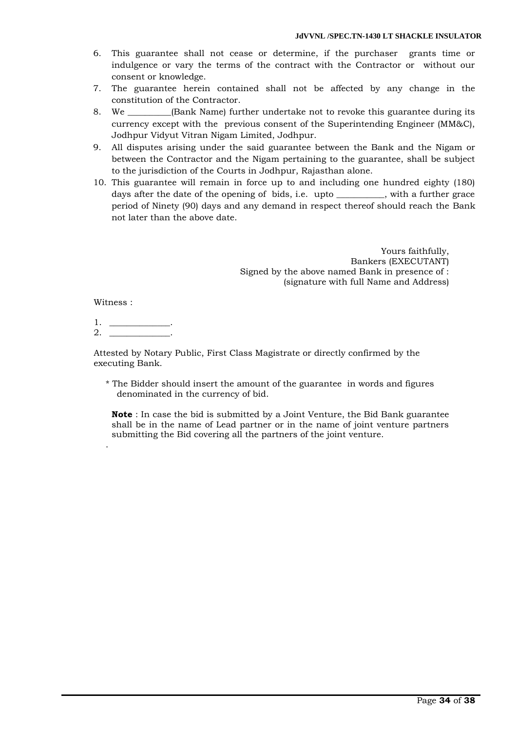6. This guarantee shall not cease or determine, if the purchaser grants time or indulgence or vary the terms of the contract with the Contractor or without our consent or knowledge.
7. The guarantee herein contained shall not be affected by any change in the constitution of the Contractor.
8. We _________(Bank Name) further undertake not to revoke this guarantee during its currency except with the previous consent of the Superintending Engineer (MM&C), Jodhpur Vidyut Vitran Nigam Limited, Jodhpur.
9. All disputes arising under the said guarantee between the Bank and the Nigam or between the Contractor and the Nigam pertaining to the guarantee, shall be subject to the jurisdiction of the Courts in Jodhpur, Rajasthan alone.
10. This guarantee will remain in force up to and including one hundred eighty (180) days after the date of the opening of bids, i.e. upto __________, with a further grace period of Ninety (90) days and any demand in respect thereof should reach the Bank not later than the above date.

Yours faithfully,
Bankers (EXECUTANT)
Signed by the above named Bank in presence of :
(signature with full Name and Address)

Witness :

1. _____________.
2. _____________.

Attested by Notary Public, First Class Magistrate or directly confirmed by the executing Bank.

* The Bidder should insert the amount of the guarantee in words and figures denominated in the currency of bid.

**Note** : In case the bid is submitted by a Joint Venture, the Bid Bank guarantee shall be in the name of Lead partner or in the name of joint venture partners submitting the Bid covering all the partners of the joint venture.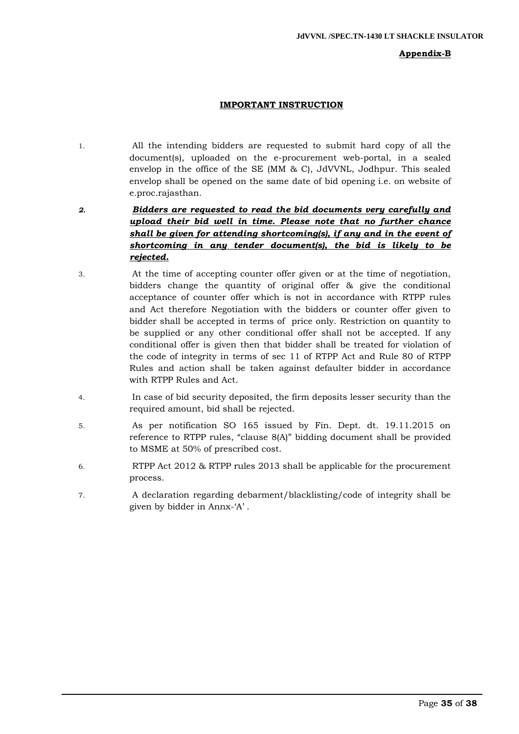**Appendix-B**

**IMPORTANT INSTRUCTION**

1. All the intending bidders are requested to submit hard copy of all the document(s), uploaded on the e-procurement web-portal, in a sealed envelop in the office of the SE (MM & C), JdVVNL, Jodhpur. This sealed envelop shall be opened on the same date of bid opening i.e. on website of e.proc.rajasthan.

2. ***Bidders are requested to read the bid documents very carefully and upload their bid well in time. Please note that no further chance shall be given for attending shortcoming(s), if any and in the event of shortcoming in any tender document(s), the bid is likely to be rejected.***

3. At the time of accepting counter offer given or at the time of negotiation, bidders change the quantity of original offer & give the conditional acceptance of counter offer which is not in accordance with RTPP rules and Act therefore Negotiation with the bidders or counter offer given to bidder shall be accepted in terms of price only. Restriction on quantity to be supplied or any other conditional offer shall not be accepted. If any conditional offer is given then that bidder shall be treated for violation of the code of integrity in terms of sec 11 of RTPP Act and Rule 80 of RTPP Rules and action shall be taken against defaulter bidder in accordance with RTPP Rules and Act.

4. In case of bid security deposited, the firm deposits lesser security than the required amount, bid shall be rejected.

5. As per notification SO 165 issued by Fin. Dept. dt. 19.11.2015 on reference to RTPP rules, "clause 8(A)" bidding document shall be provided to MSME at 50% of prescribed cost.

6. RTPP Act 2012 & RTPP rules 2013 shall be applicable for the procurement process.

7. A declaration regarding debarment/blacklisting/code of integrity shall be given by bidder in Annx-'A' .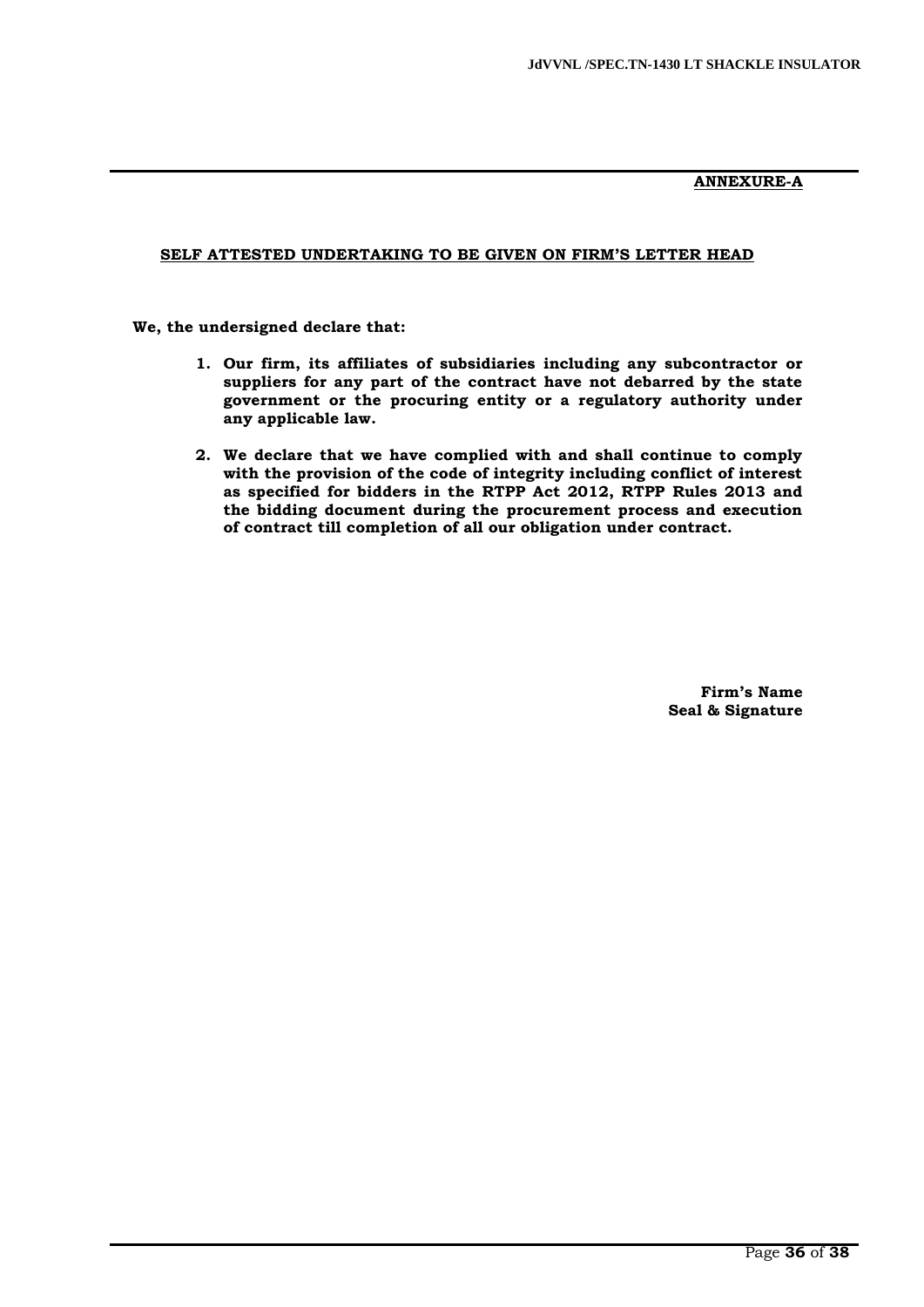**ANNEXURE-A**

**SELF ATTESTED UNDERTAKING TO BE GIVEN ON FIRM'S LETTER HEAD**

**We, the undersigned declare that:**

1. **Our firm, its affiliates of subsidiaries including any subcontractor or suppliers for any part of the contract have not debarred by the state government or the procuring entity or a regulatory authority under any applicable law.**
2. **We declare that we have complied with and shall continue to comply with the provision of the code of integrity including conflict of interest as specified for bidders in the RTPP Act 2012, RTPP Rules 2013 and the bidding document during the procurement process and execution of contract till completion of all our obligation under contract.**

**Firm's Name**
**Seal & Signature**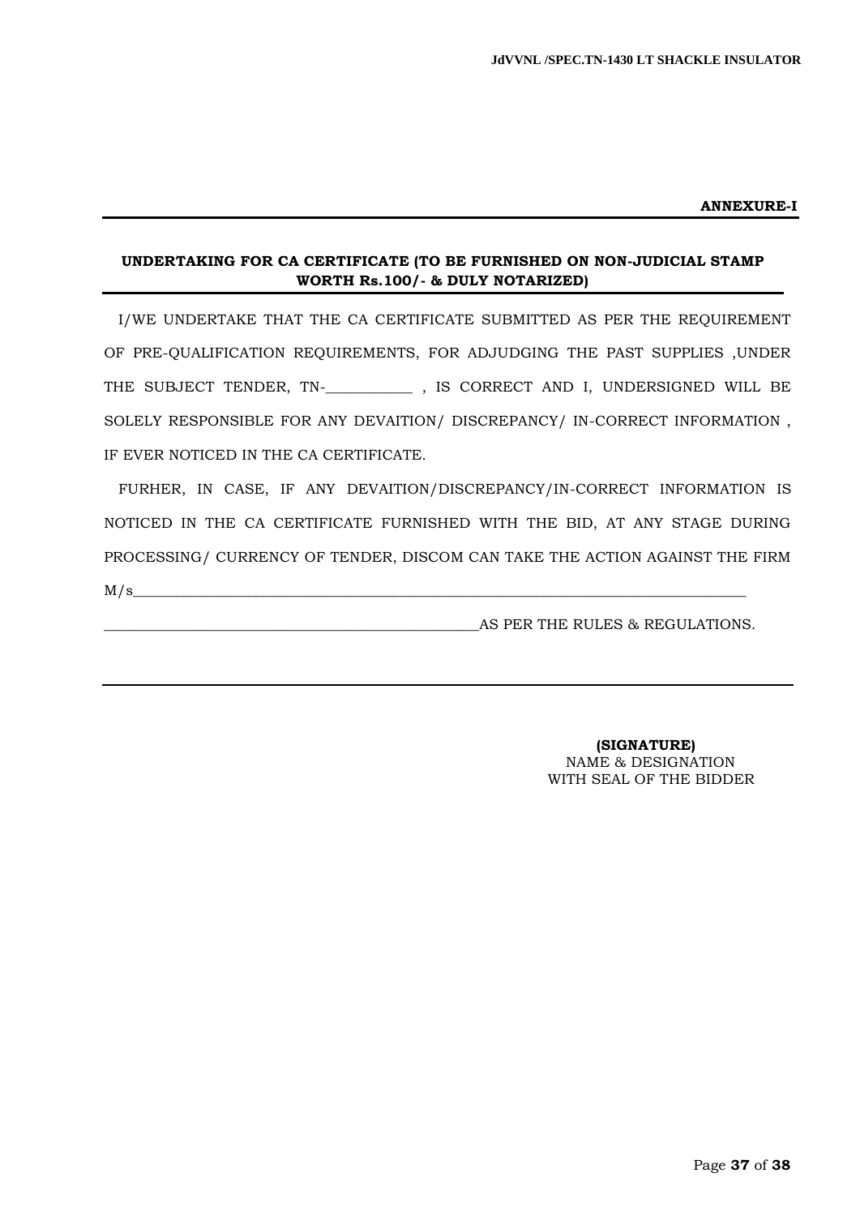**ANNEXURE-I**

**UNDERTAKING FOR CA CERTIFICATE (TO BE FURNISHED ON NON-JUDICIAL STAMP WORTH Rs.100/- & DULY NOTARIZED)**

I/WE UNDERTAKE THAT THE CA CERTIFICATE SUBMITTED AS PER THE REQUIREMENT OF PRE-QUALIFICATION REQUIREMENTS, FOR ADJUDGING THE PAST SUPPLIES ,UNDER THE SUBJECT TENDER, TN-___________ , IS CORRECT AND I, UNDERSIGNED WILL BE SOLELY RESPONSIBLE FOR ANY DEVAITION/ DISCREPANCY/ IN-CORRECT INFORMATION , IF EVER NOTICED IN THE CA CERTIFICATE.

FURHER, IN CASE, IF ANY DEVAITION/DISCREPANCY/IN-CORRECT INFORMATION IS NOTICED IN THE CA CERTIFICATE FURNISHED WITH THE BID, AT ANY STAGE DURING PROCESSING/ CURRENCY OF TENDER, DISCOM CAN TAKE THE ACTION AGAINST THE FIRM M/s_______________________________________________________________________________

_________________________________________________AS PER THE RULES & REGULATIONS.

**(SIGNATURE)**
NAME & DESIGNATION
WITH SEAL OF THE BIDDER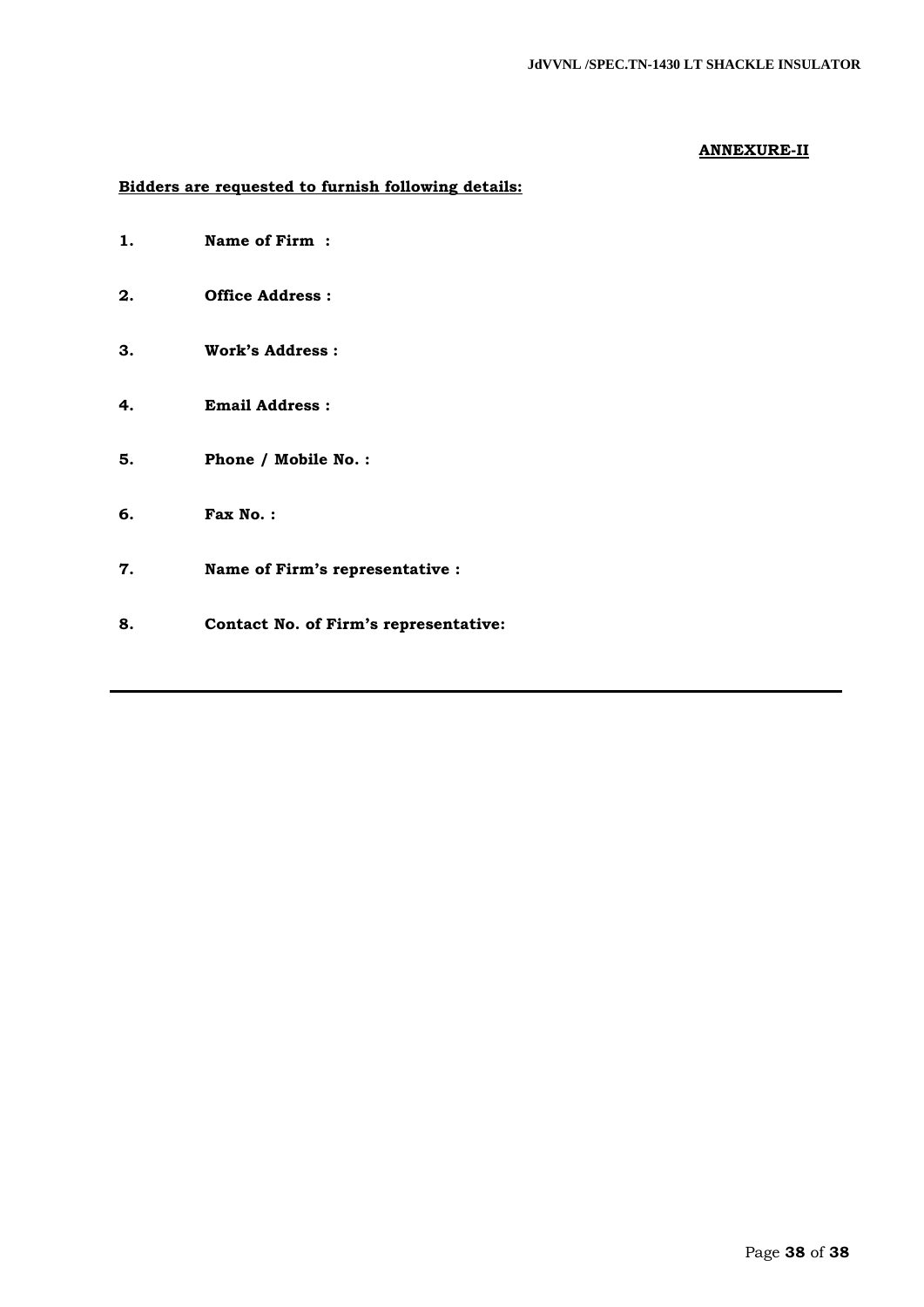**ANNEXURE-II**

**Bidders are requested to furnish following details:**

1. **Name of Firm :**

2. **Office Address :**

3. **Work's Address :**

4. **Email Address :**

5. **Phone / Mobile No. :**

6. **Fax No. :**

7. **Name of Firm's representative :**

8. **Contact No. of Firm's representative:**

---